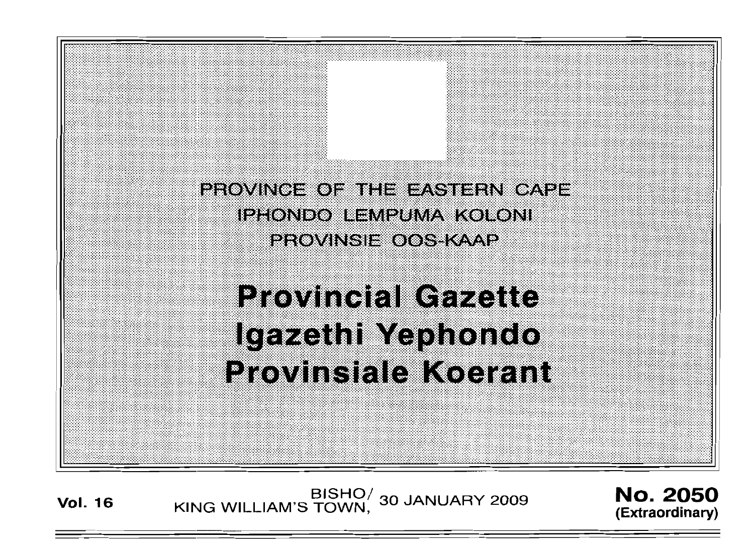PROVINCE OF THE EASTERN CAPE
IPHONDO LEMPUMA KOLONI
PROVINSIE OOS-KAAP

# Provincial Gazette
# Igazethi Yephondo
# Provinsiale Koerant

**Vol. 16** BISHO/ KING WILLIAM'S TOWN, 30 JANUARY 2009 **No. 2050 (Extraordinary)**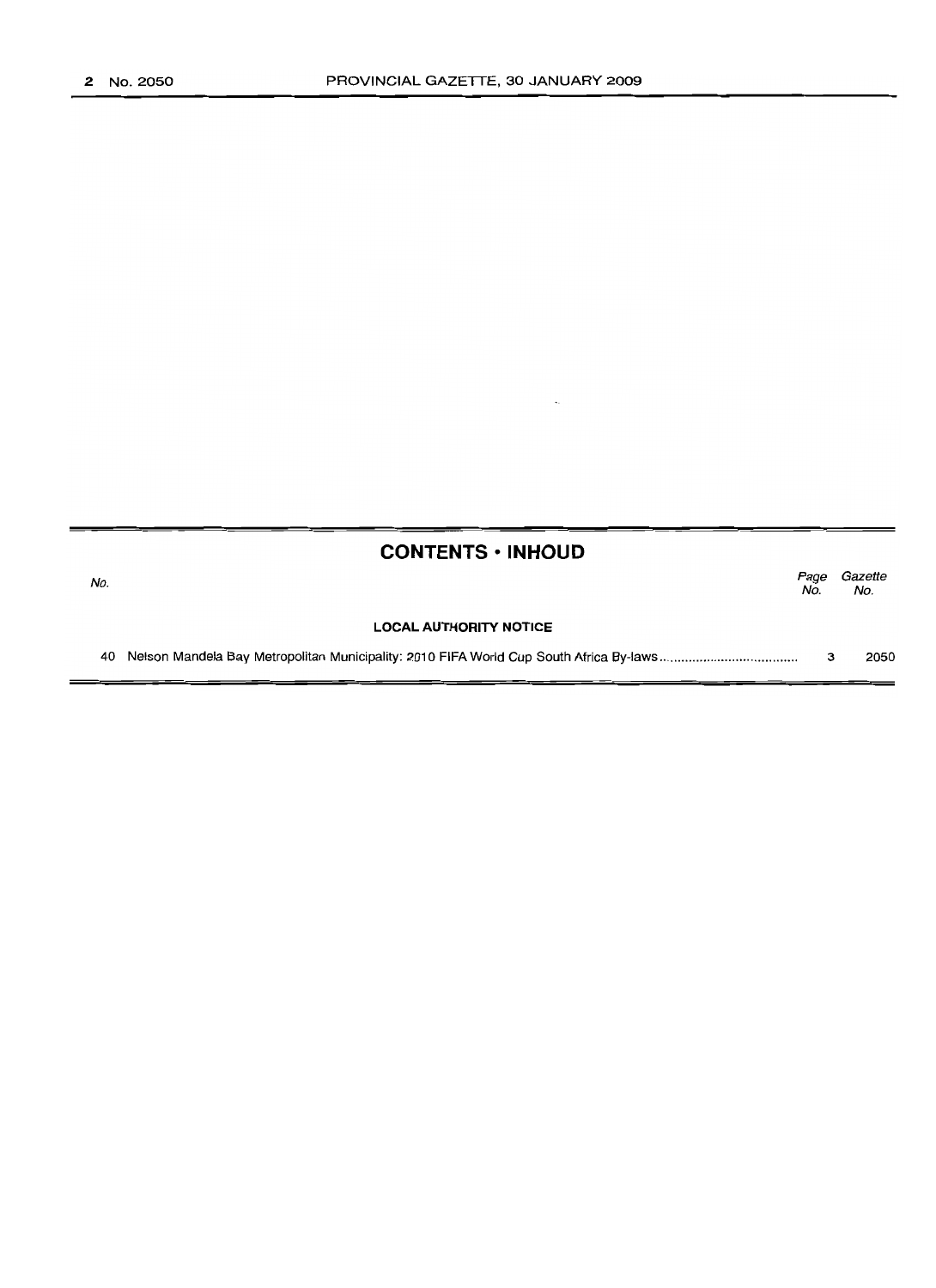## CONTENTS • INHOUD

| No. | | Page No. | Gazette No. |
|---|---|---|---|
| | **LOCAL AUTHORITY NOTICE** | | |
| 40 | Nelson Mandela Bay Metropolitan Municipality: 2010 FIFA World Cup South Africa By-laws | 3 | 2050 |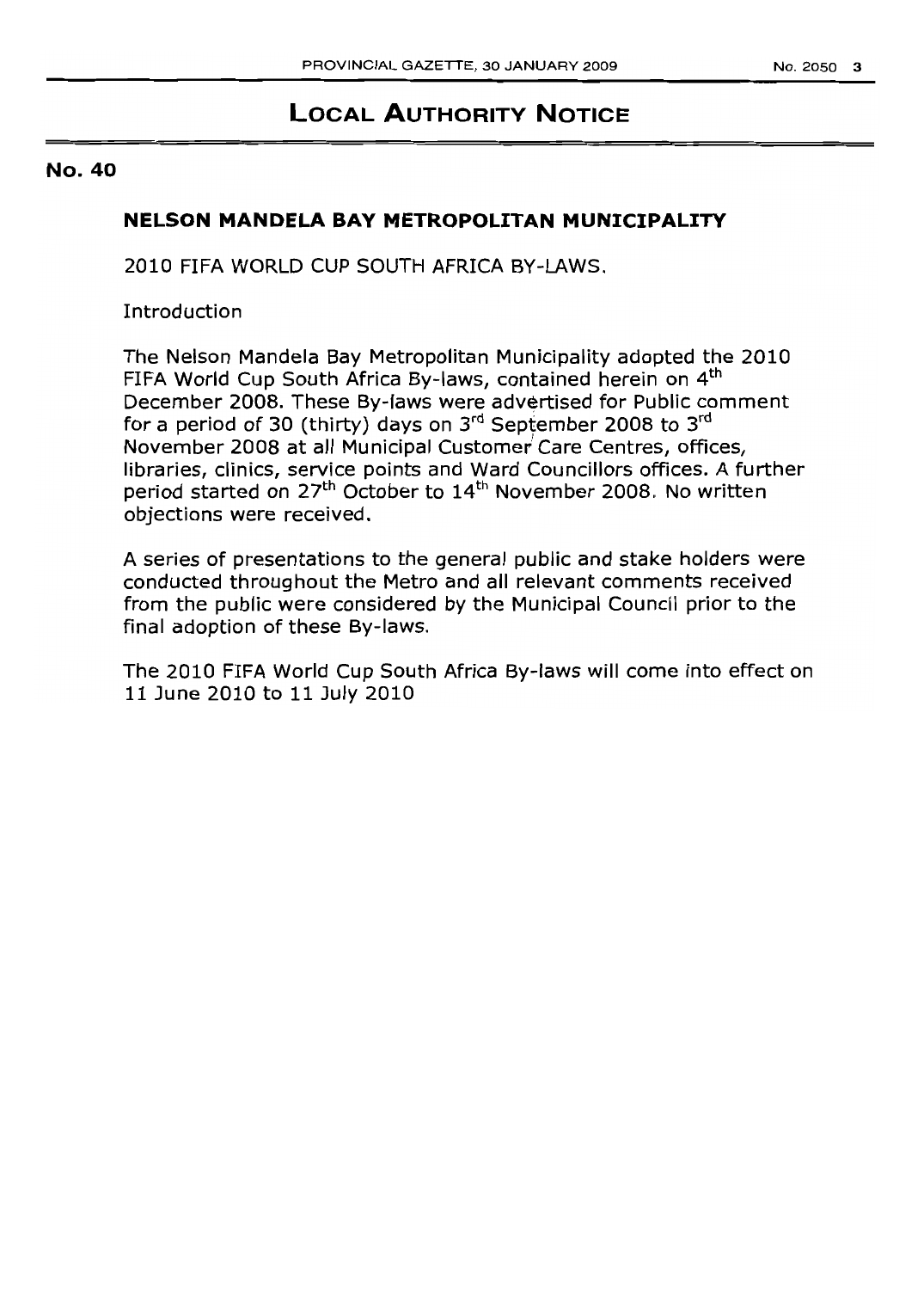# LOCAL AUTHORITY NOTICE

**No. 40**

## NELSON MANDELA BAY METROPOLITAN MUNICIPALITY

2010 FIFA WORLD CUP SOUTH AFRICA BY-LAWS.

Introduction

The Nelson Mandela Bay Metropolitan Municipality adopted the 2010 FIFA World Cup South Africa By-laws, contained herein on 4th December 2008. These By-laws were advertised for Public comment for a period of 30 (thirty) days on 3rd September 2008 to 3rd November 2008 at all Municipal Customer Care Centres, offices, libraries, clinics, service points and Ward Councillors offices. A further period started on 27th October to 14th November 2008. No written objections were received.

A series of presentations to the general public and stake holders were conducted throughout the Metro and all relevant comments received from the public were considered by the Municipal Council prior to the final adoption of these By-laws.

The 2010 FIFA World Cup South Africa By-laws will come into effect on 11 June 2010 to 11 July 2010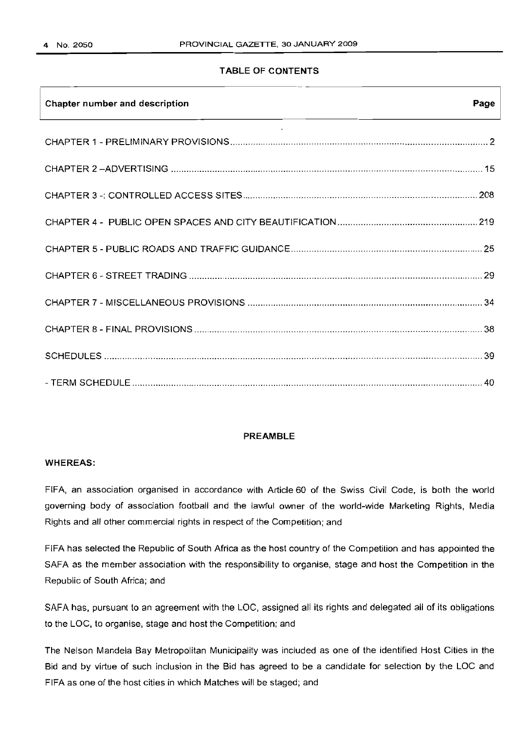## TABLE OF CONTENTS

| Chapter number and description | Page |
|---|---|
| CHAPTER 1 - PRELIMINARY PROVISIONS | 2 |
| CHAPTER 2 –ADVERTISING | 15 |
| CHAPTER 3 -: CONTROLLED ACCESS SITES | 208 |
| CHAPTER 4 - PUBLIC OPEN SPACES AND CITY BEAUTIFICATION | 219 |
| CHAPTER 5 - PUBLIC ROADS AND TRAFFIC GUIDANCE | 25 |
| CHAPTER 6 - STREET TRADING | 29 |
| CHAPTER 7 - MISCELLANEOUS PROVISIONS | 34 |
| CHAPTER 8 - FINAL PROVISIONS | 38 |
| SCHEDULES | 39 |
| - TERM SCHEDULE | 40 |

## PREAMBLE

**WHEREAS:**

FIFA, an association organised in accordance with Article 60 of the Swiss Civil Code, is both the world governing body of association football and the lawful owner of the world-wide Marketing Rights, Media Rights and all other commercial rights in respect of the Competition; and

FIFA has selected the Republic of South Africa as the host country of the Competition and has appointed the SAFA as the member association with the responsibility to organise, stage and host the Competition in the Republic of South Africa; and

SAFA has, pursuant to an agreement with the LOC, assigned all its rights and delegated all of its obligations to the LOC, to organise, stage and host the Competition; and

The Nelson Mandela Bay Metropolitan Municipality was included as one of the identified Host Cities in the Bid and by virtue of such inclusion in the Bid has agreed to be a candidate for selection by the LOC and FIFA as one of the host cities in which Matches will be staged; and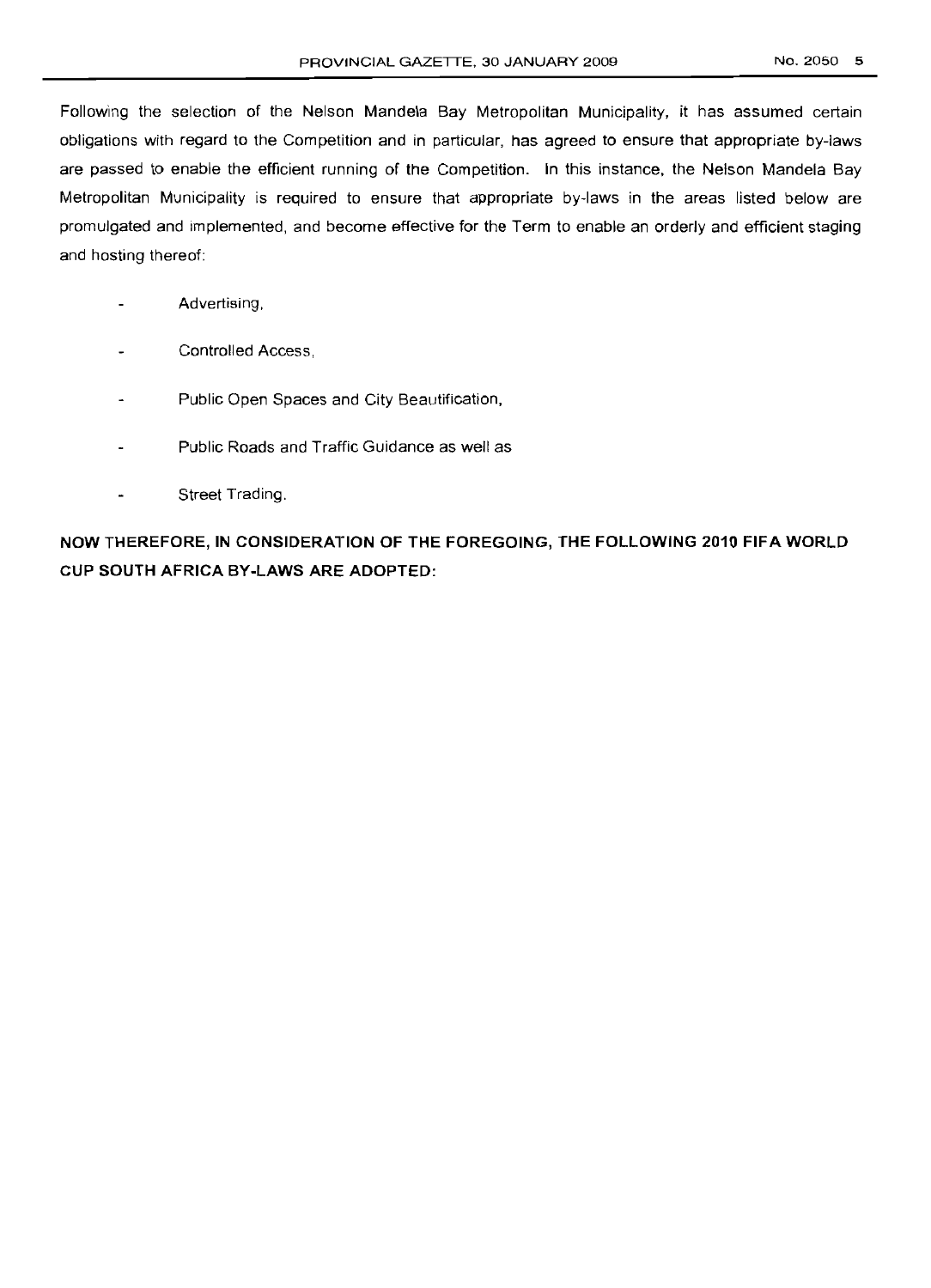Following the selection of the Nelson Mandela Bay Metropolitan Municipality, it has assumed certain obligations with regard to the Competition and in particular, has agreed to ensure that appropriate by-laws are passed to enable the efficient running of the Competition. In this instance, the Nelson Mandela Bay Metropolitan Municipality is required to ensure that appropriate by-laws in the areas listed below are promulgated and implemented, and become effective for the Term to enable an orderly and efficient staging and hosting thereof:

- Advertising,
- Controlled Access,
- Public Open Spaces and City Beautification,
- Public Roads and Traffic Guidance as well as
- Street Trading.

**NOW THEREFORE, IN CONSIDERATION OF THE FOREGOING, THE FOLLOWING 2010 FIFA WORLD CUP SOUTH AFRICA BY-LAWS ARE ADOPTED:**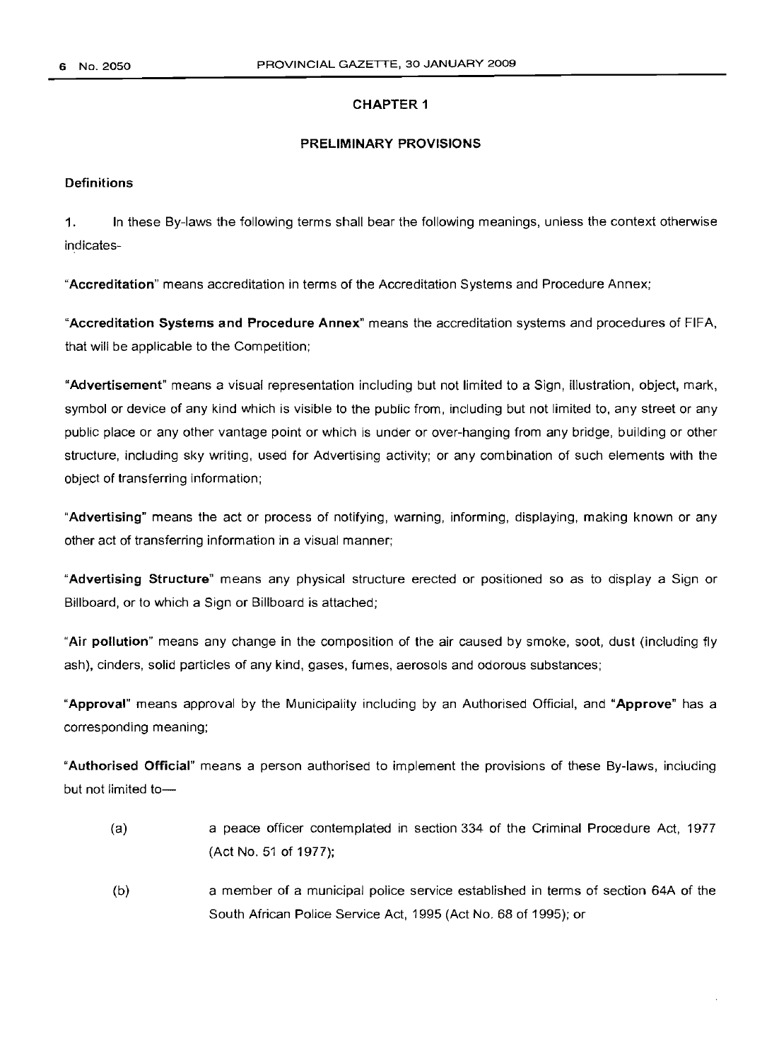## CHAPTER 1

### PRELIMINARY PROVISIONS

**Definitions**

1. In these By-laws the following terms shall bear the following meanings, unless the context otherwise indicates-

"**Accreditation**" means accreditation in terms of the Accreditation Systems and Procedure Annex;

"**Accreditation Systems and Procedure Annex**" means the accreditation systems and procedures of FIFA, that will be applicable to the Competition;

"**Advertisement**" means a visual representation including but not limited to a Sign, illustration, object, mark, symbol or device of any kind which is visible to the public from, including but not limited to, any street or any public place or any other vantage point or which is under or over-hanging from any bridge, building or other structure, including sky writing, used for Advertising activity; or any combination of such elements with the object of transferring information;

"**Advertising**" means the act or process of notifying, warning, informing, displaying, making known or any other act of transferring information in a visual manner;

"**Advertising Structure**" means any physical structure erected or positioned so as to display a Sign or Billboard, or to which a Sign or Billboard is attached;

"**Air pollution**" means any change in the composition of the air caused by smoke, soot, dust (including fly ash), cinders, solid particles of any kind, gases, fumes, aerosols and odorous substances;

"**Approval**" means approval by the Municipality including by an Authorised Official, and "**Approve**" has a corresponding meaning;

"**Authorised Official**" means a person authorised to implement the provisions of these By-laws, including but not limited to—

(a) a peace officer contemplated in section 334 of the Criminal Procedure Act, 1977 (Act No. 51 of 1977);

(b) a member of a municipal police service established in terms of section 64A of the South African Police Service Act, 1995 (Act No. 68 of 1995); or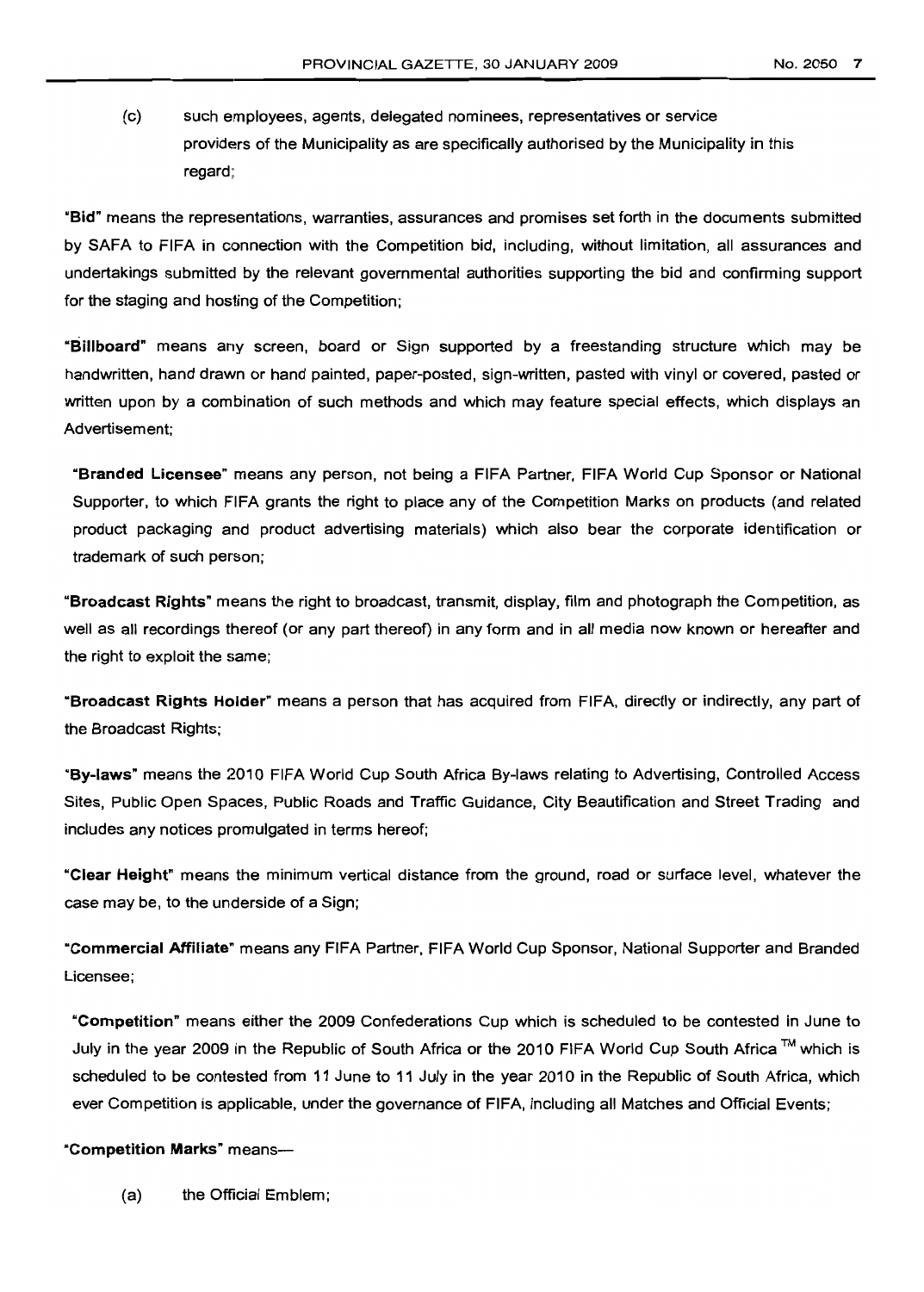(c) such employees, agents, delegated nominees, representatives or service providers of the Municipality as are specifically authorised by the Municipality in this regard;

**"Bid"** means the representations, warranties, assurances and promises set forth in the documents submitted by SAFA to FIFA in connection with the Competition bid, including, without limitation, all assurances and undertakings submitted by the relevant governmental authorities supporting the bid and confirming support for the staging and hosting of the Competition;

**"Billboard"** means any screen, board or Sign supported by a freestanding structure which may be handwritten, hand drawn or hand painted, paper-posted, sign-written, pasted with vinyl or covered, pasted or written upon by a combination of such methods and which may feature special effects, which displays an Advertisement;

**"Branded Licensee"** means any person, not being a FIFA Partner, FIFA World Cup Sponsor or National Supporter, to which FIFA grants the right to place any of the Competition Marks on products (and related product packaging and product advertising materials) which also bear the corporate identification or trademark of such person;

**"Broadcast Rights"** means the right to broadcast, transmit, display, film and photograph the Competition, as well as all recordings thereof (or any part thereof) in any form and in all media now known or hereafter and the right to exploit the same;

**"Broadcast Rights Holder"** means a person that has acquired from FIFA, directly or indirectly, any part of the Broadcast Rights;

**"By-laws"** means the 2010 FIFA World Cup South Africa By-laws relating to Advertising, Controlled Access Sites, Public Open Spaces, Public Roads and Traffic Guidance, City Beautification and Street Trading and includes any notices promulgated in terms hereof;

**"Clear Height"** means the minimum vertical distance from the ground, road or surface level, whatever the case may be, to the underside of a Sign;

**"Commercial Affiliate"** means any FIFA Partner, FIFA World Cup Sponsor, National Supporter and Branded Licensee;

**"Competition"** means either the 2009 Confederations Cup which is scheduled to be contested in June to July in the year 2009 in the Republic of South Africa or the 2010 FIFA World Cup South Africa ™ which is scheduled to be contested from 11 June to 11 July in the year 2010 in the Republic of South Africa, which ever Competition is applicable, under the governance of FIFA, including all Matches and Official Events;

**"Competition Marks"** means—

(a) the Official Emblem;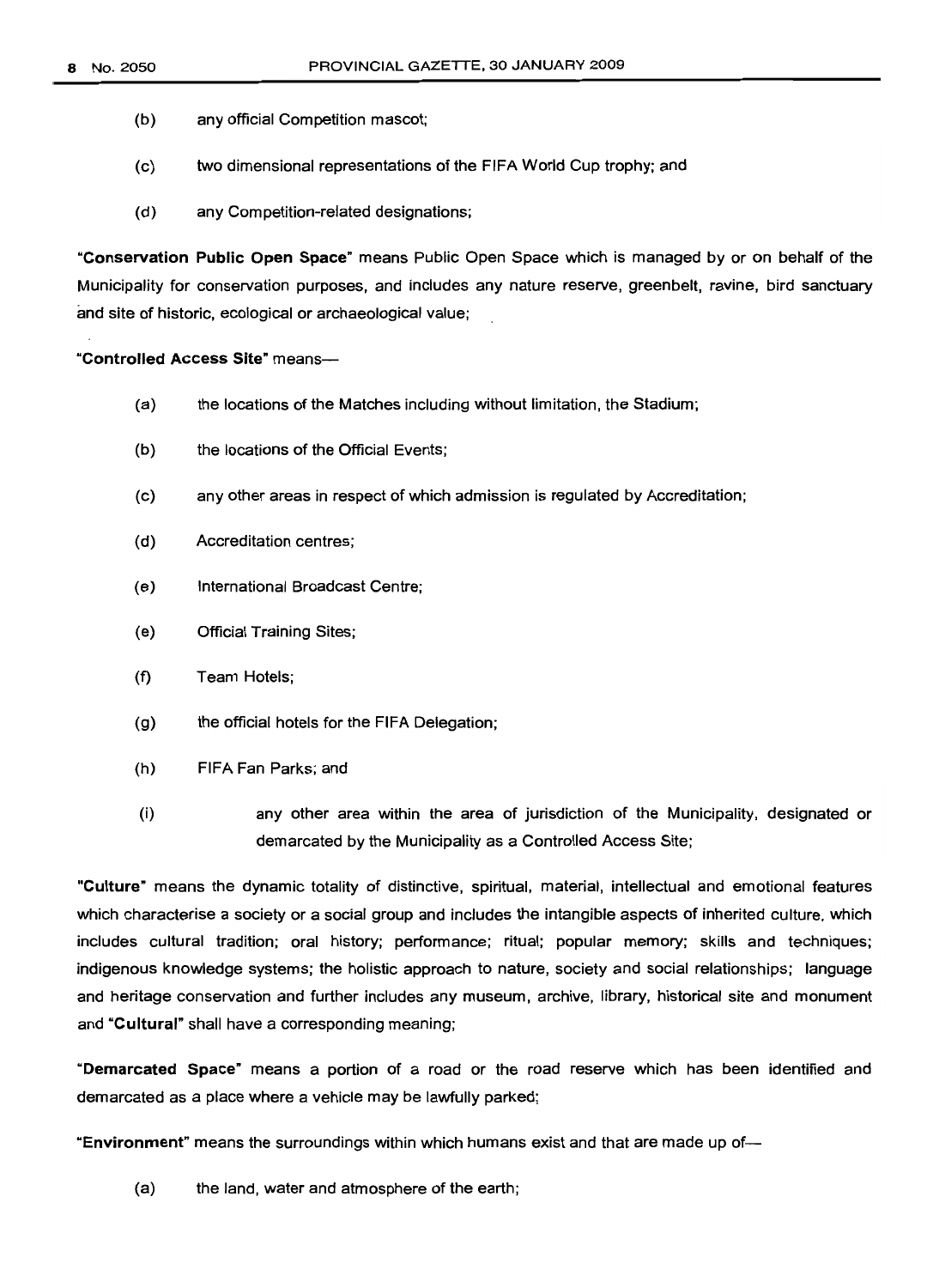(b) any official Competition mascot;

(c) two dimensional representations of the FIFA World Cup trophy; and

(d) any Competition-related designations;

**"Conservation Public Open Space"** means Public Open Space which is managed by or on behalf of the Municipality for conservation purposes, and includes any nature reserve, greenbelt, ravine, bird sanctuary and site of historic, ecological or archaeological value;

**"Controlled Access Site"** means—

(a) the locations of the Matches including without limitation, the Stadium;

(b) the locations of the Official Events;

(c) any other areas in respect of which admission is regulated by Accreditation;

(d) Accreditation centres;

(e) International Broadcast Centre;

(e) Official Training Sites;

(f) Team Hotels;

(g) the official hotels for the FIFA Delegation;

(h) FIFA Fan Parks; and

(i) any other area within the area of jurisdiction of the Municipality, designated or demarcated by the Municipality as a Controlled Access Site;

**"Culture"** means the dynamic totality of distinctive, spiritual, material, intellectual and emotional features which characterise a society or a social group and includes the intangible aspects of inherited culture, which includes cultural tradition; oral history; performance; ritual; popular memory; skills and techniques; indigenous knowledge systems; the holistic approach to nature, society and social relationships; language and heritage conservation and further includes any museum, archive, library, historical site and monument and **"Cultural"** shall have a corresponding meaning;

**"Demarcated Space"** means a portion of a road or the road reserve which has been identified and demarcated as a place where a vehicle may be lawfully parked;

**"Environment"** means the surroundings within which humans exist and that are made up of—

(a) the land, water and atmosphere of the earth;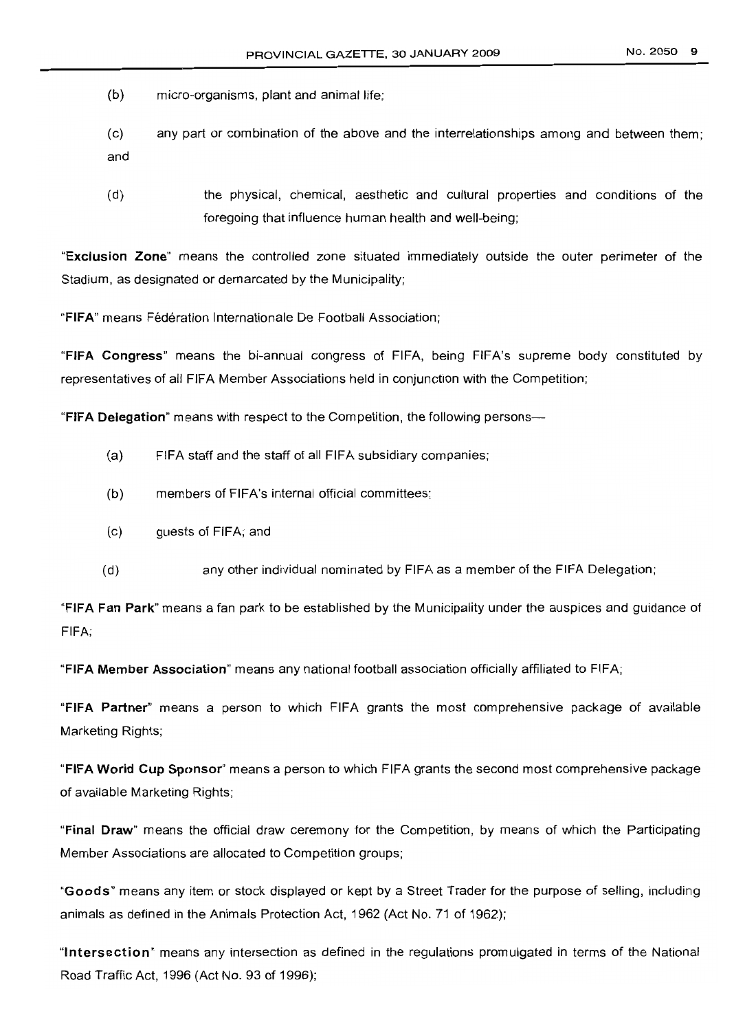(b) micro-organisms, plant and animal life;

(c) any part or combination of the above and the interrelationships among and between them; and

(d) the physical, chemical, aesthetic and cultural properties and conditions of the foregoing that influence human health and well-being;

"**Exclusion Zone**" means the controlled zone situated immediately outside the outer perimeter of the Stadium, as designated or demarcated by the Municipality;

"**FIFA**" means Fédération Internationale De Football Association;

"**FIFA Congress**" means the bi-annual congress of FIFA, being FIFA's supreme body constituted by representatives of all FIFA Member Associations held in conjunction with the Competition;

"**FIFA Delegation**" means with respect to the Competition, the following persons—

(a) FIFA staff and the staff of all FIFA subsidiary companies;

(b) members of FIFA's internal official committees;

(c) guests of FIFA; and

(d) any other individual nominated by FIFA as a member of the FIFA Delegation;

"**FIFA Fan Park**" means a fan park to be established by the Municipality under the auspices and guidance of FIFA;

"**FIFA Member Association**" means any national football association officially affiliated to FIFA;

"**FIFA Partner**" means a person to which FIFA grants the most comprehensive package of available Marketing Rights;

"**FIFA World Cup Sponsor**" means a person to which FIFA grants the second most comprehensive package of available Marketing Rights;

"**Final Draw**" means the official draw ceremony for the Competition, by means of which the Participating Member Associations are allocated to Competition groups;

"**Goods**" means any item or stock displayed or kept by a Street Trader for the purpose of selling, including animals as defined in the Animals Protection Act, 1962 (Act No. 71 of 1962);

"**Intersection**" means any intersection as defined in the regulations promulgated in terms of the National Road Traffic Act, 1996 (Act No. 93 of 1996);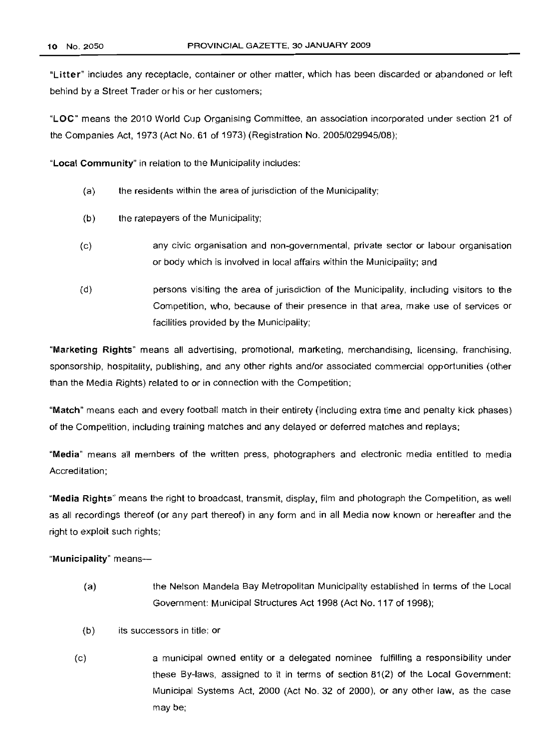"**Litter**" includes any receptacle, container or other matter, which has been discarded or abandoned or left behind by a Street Trader or his or her customers;

"**LOC**" means the 2010 World Cup Organising Committee, an association incorporated under section 21 of the Companies Act, 1973 (Act No. 61 of 1973) (Registration No. 2005/029945/08);

"**Local Community**" in relation to the Municipality includes:

(a) the residents within the area of jurisdiction of the Municipality;

(b) the ratepayers of the Municipality;

(c) any civic organisation and non-governmental, private sector or labour organisation or body which is involved in local affairs within the Municipality; and

(d) persons visiting the area of jurisdiction of the Municipality, including visitors to the Competition, who, because of their presence in that area, make use of services or facilities provided by the Municipality;

"**Marketing Rights**" means all advertising, promotional, marketing, merchandising, licensing, franchising, sponsorship, hospitality, publishing, and any other rights and/or associated commercial opportunities (other than the Media Rights) related to or in connection with the Competition;

"**Match**" means each and every football match in their entirety (including extra time and penalty kick phases) of the Competition, including training matches and any delayed or deferred matches and replays;

"**Media**" means all members of the written press, photographers and electronic media entitled to media Accreditation;

"**Media Rights**" means the right to broadcast, transmit, display, film and photograph the Competition, as well as all recordings thereof (or any part thereof) in any form and in all Media now known or hereafter and the right to exploit such rights;

"**Municipality**" means—

(a) the Nelson Mandela Bay Metropolitan Municipality established in terms of the Local Government: Municipal Structures Act 1998 (Act No. 117 of 1998);

(b) its successors in title; or

(c) a municipal owned entity or a delegated nominee fulfilling a responsibility under these By-laws, assigned to it in terms of section 81(2) of the Local Government: Municipal Systems Act, 2000 (Act No. 32 of 2000), or any other law, as the case may be;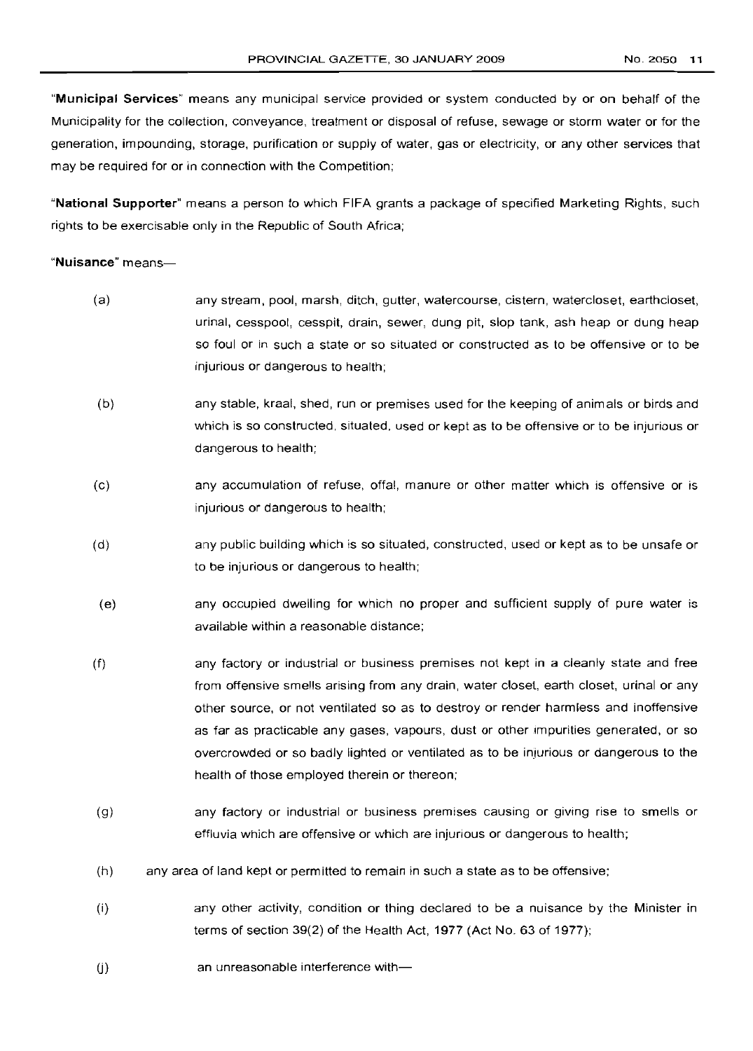"**Municipal Services**" means any municipal service provided or system conducted by or on behalf of the Municipality for the collection, conveyance, treatment or disposal of refuse, sewage or storm water or for the generation, impounding, storage, purification or supply of water, gas or electricity, or any other services that may be required for or in connection with the Competition;

"**National Supporter**" means a person to which FIFA grants a package of specified Marketing Rights, such rights to be exercisable only in the Republic of South Africa;

"**Nuisance**" means—

(a) any stream, pool, marsh, ditch, gutter, watercourse, cistern, watercloset, earthcloset, urinal, cesspool, cesspit, drain, sewer, dung pit, slop tank, ash heap or dung heap so foul or in such a state or so situated or constructed as to be offensive or to be injurious or dangerous to health;

(b) any stable, kraal, shed, run or premises used for the keeping of animals or birds and which is so constructed, situated, used or kept as to be offensive or to be injurious or dangerous to health;

(c) any accumulation of refuse, offal, manure or other matter which is offensive or is injurious or dangerous to health;

(d) any public building which is so situated, constructed, used or kept as to be unsafe or to be injurious or dangerous to health;

(e) any occupied dwelling for which no proper and sufficient supply of pure water is available within a reasonable distance;

(f) any factory or industrial or business premises not kept in a cleanly state and free from offensive smells arising from any drain, water closet, earth closet, urinal or any other source, or not ventilated so as to destroy or render harmless and inoffensive as far as practicable any gases, vapours, dust or other impurities generated, or so overcrowded or so badly lighted or ventilated as to be injurious or dangerous to the health of those employed therein or thereon;

(g) any factory or industrial or business premises causing or giving rise to smells or effluvia which are offensive or which are injurious or dangerous to health;

(h) any area of land kept or permitted to remain in such a state as to be offensive;

(i) any other activity, condition or thing declared to be a nuisance by the Minister in terms of section 39(2) of the Health Act, 1977 (Act No. 63 of 1977);

(j) an unreasonable interference with—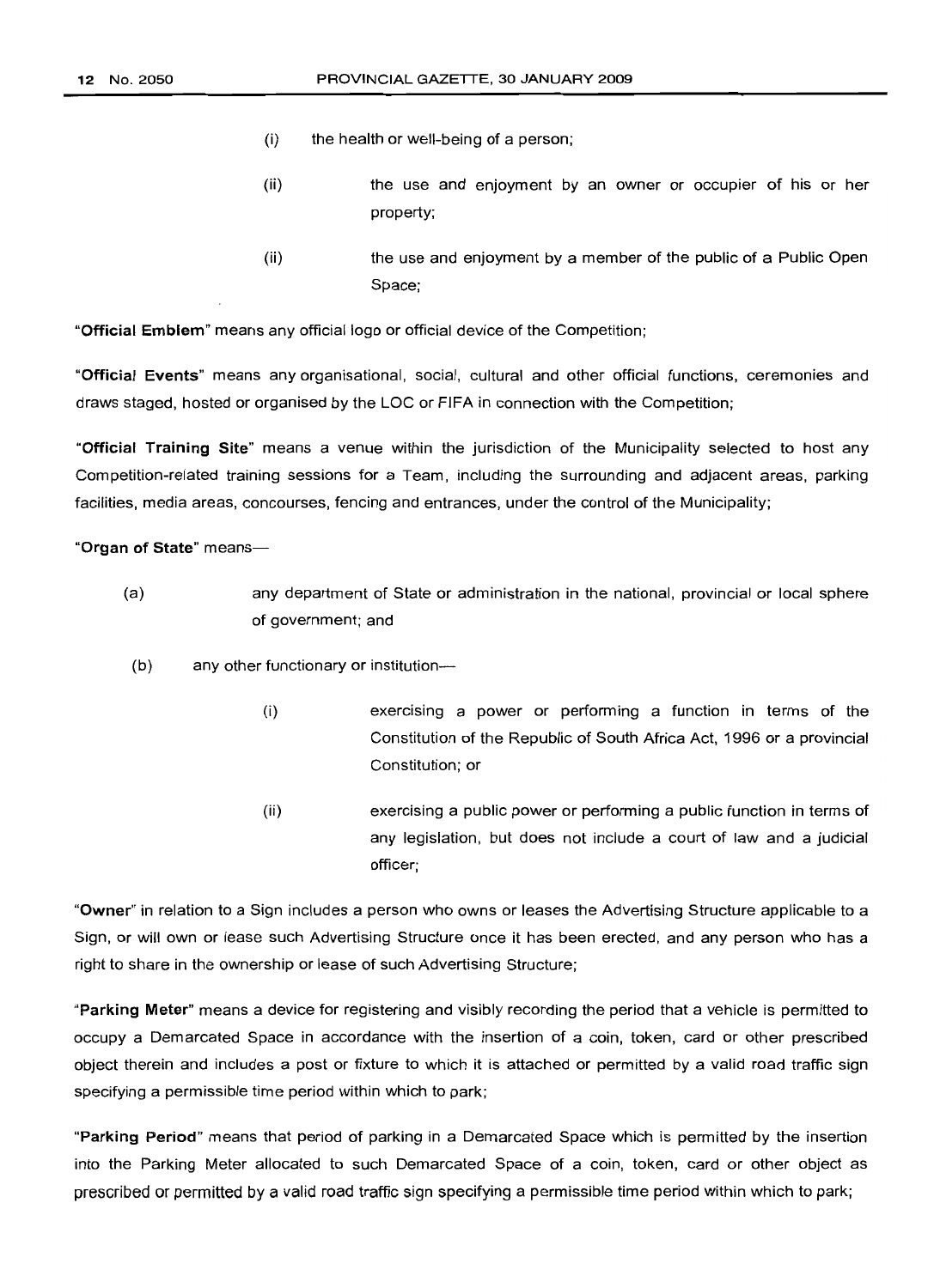(i) the health or well-being of a person;

(ii) the use and enjoyment by an owner or occupier of his or her property;

(ii) the use and enjoyment by a member of the public of a Public Open Space;

"**Official Emblem**" means any official logo or official device of the Competition;

"**Official Events**" means any organisational, social, cultural and other official functions, ceremonies and draws staged, hosted or organised by the LOC or FIFA in connection with the Competition;

"**Official Training Site**" means a venue within the jurisdiction of the Municipality selected to host any Competition-related training sessions for a Team, including the surrounding and adjacent areas, parking facilities, media areas, concourses, fencing and entrances, under the control of the Municipality;

"**Organ of State**" means—

(a) any department of State or administration in the national, provincial or local sphere of government; and

(b) any other functionary or institution—

(i) exercising a power or performing a function in terms of the Constitution of the Republic of South Africa Act, 1996 or a provincial Constitution; or

(ii) exercising a public power or performing a public function in terms of any legislation, but does not include a court of law and a judicial officer;

"**Owner**" in relation to a Sign includes a person who owns or leases the Advertising Structure applicable to a Sign, or will own or lease such Advertising Structure once it has been erected, and any person who has a right to share in the ownership or lease of such Advertising Structure;

"**Parking Meter**" means a device for registering and visibly recording the period that a vehicle is permitted to occupy a Demarcated Space in accordance with the insertion of a coin, token, card or other prescribed object therein and includes a post or fixture to which it is attached or permitted by a valid road traffic sign specifying a permissible time period within which to park;

"**Parking Period**" means that period of parking in a Demarcated Space which is permitted by the insertion into the Parking Meter allocated to such Demarcated Space of a coin, token, card or other object as prescribed or permitted by a valid road traffic sign specifying a permissible time period within which to park;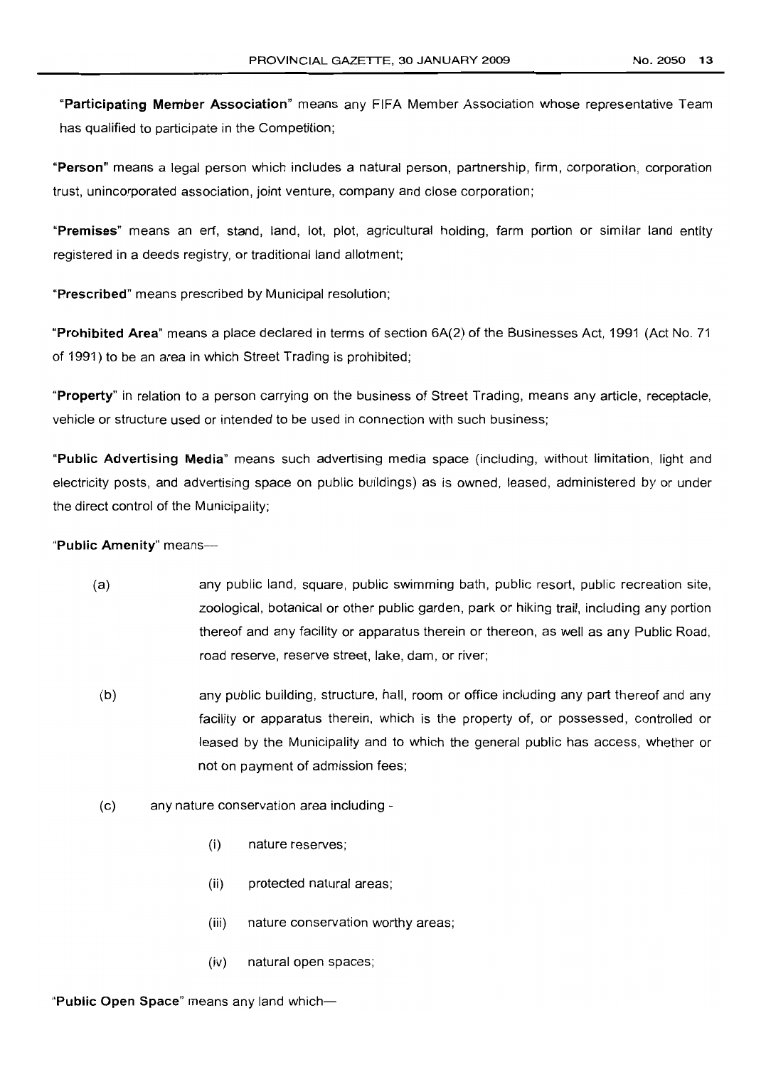"**Participating Member Association**" means any FIFA Member Association whose representative Team has qualified to participate in the Competition;

"**Person**" means a legal person which includes a natural person, partnership, firm, corporation, corporation trust, unincorporated association, joint venture, company and close corporation;

"**Premises**" means an erf, stand, land, lot, plot, agricultural holding, farm portion or similar land entity registered in a deeds registry, or traditional land allotment;

"**Prescribed**" means prescribed by Municipal resolution;

"**Prohibited Area**" means a place declared in terms of section 6A(2) of the Businesses Act, 1991 (Act No. 71 of 1991) to be an area in which Street Trading is prohibited;

"**Property**" in relation to a person carrying on the business of Street Trading, means any article, receptacle, vehicle or structure used or intended to be used in connection with such business;

"**Public Advertising Media**" means such advertising media space (including, without limitation, light and electricity posts, and advertising space on public buildings) as is owned, leased, administered by or under the direct control of the Municipality;

"**Public Amenity**" means—

(a) any public land, square, public swimming bath, public resort, public recreation site, zoological, botanical or other public garden, park or hiking trail, including any portion thereof and any facility or apparatus therein or thereon, as well as any Public Road, road reserve, reserve street, lake, dam, or river;

(b) any public building, structure, hall, room or office including any part thereof and any facility or apparatus therein, which is the property of, or possessed, controlled or leased by the Municipality and to which the general public has access, whether or not on payment of admission fees;

(c) any nature conservation area including -

- (i) nature reserves;
- (ii) protected natural areas;
- (iii) nature conservation worthy areas;
- (iv) natural open spaces;

"**Public Open Space**" means any land which—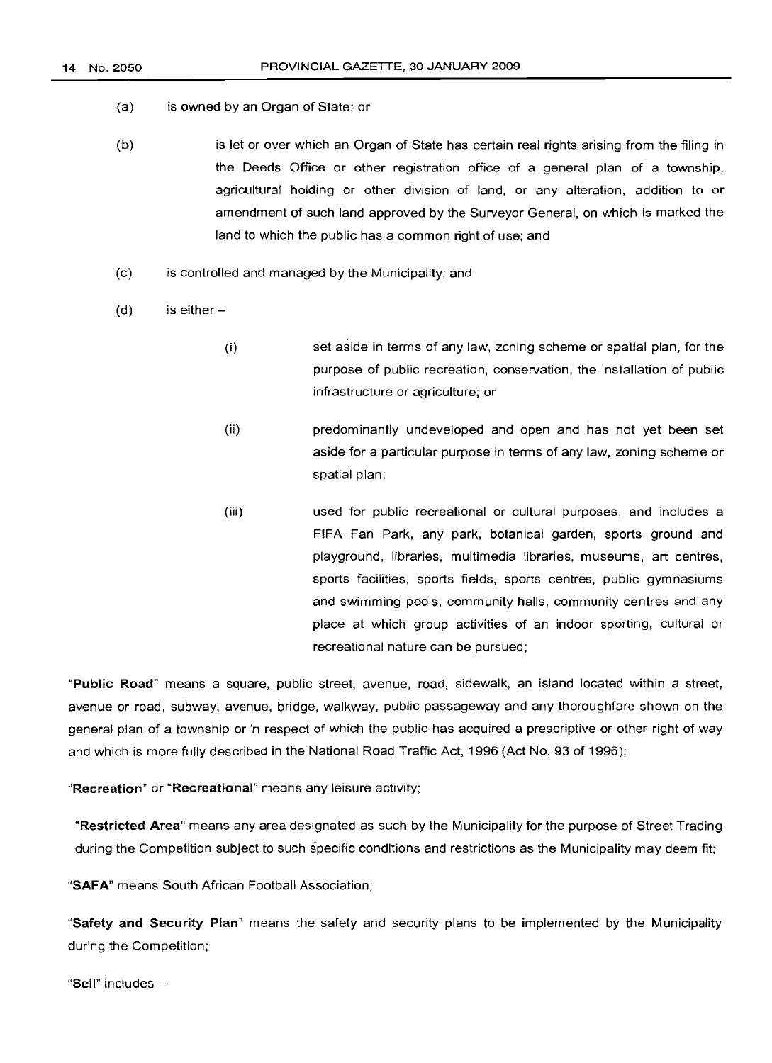(a) is owned by an Organ of State; or

(b) is let or over which an Organ of State has certain real rights arising from the filing in the Deeds Office or other registration office of a general plan of a township, agricultural holding or other division of land, or any alteration, addition to or amendment of such land approved by the Surveyor General, on which is marked the land to which the public has a common right of use; and

(c) is controlled and managed by the Municipality; and

(d) is either –

(i) set aside in terms of any law, zoning scheme or spatial plan, for the purpose of public recreation, conservation, the installation of public infrastructure or agriculture; or

(ii) predominantly undeveloped and open and has not yet been set aside for a particular purpose in terms of any law, zoning scheme or spatial plan;

(iii) used for public recreational or cultural purposes, and includes a FIFA Fan Park, any park, botanical garden, sports ground and playground, libraries, multimedia libraries, museums, art centres, sports facilities, sports fields, sports centres, public gymnasiums and swimming pools, community halls, community centres and any place at which group activities of an indoor sporting, cultural or recreational nature can be pursued;

"**Public Road**" means a square, public street, avenue, road, sidewalk, an island located within a street, avenue or road, subway, avenue, bridge, walkway, public passageway and any thoroughfare shown on the general plan of a township or in respect of which the public has acquired a prescriptive or other right of way and which is more fully described in the National Road Traffic Act, 1996 (Act No. 93 of 1996);

"**Recreation**" or "**Recreational**" means any leisure activity;

"**Restricted Area**" means any area designated as such by the Municipality for the purpose of Street Trading during the Competition subject to such specific conditions and restrictions as the Municipality may deem fit;

"**SAFA**" means South African Football Association;

"**Safety and Security Plan**" means the safety and security plans to be implemented by the Municipality during the Competition;

"**Sell**" includes—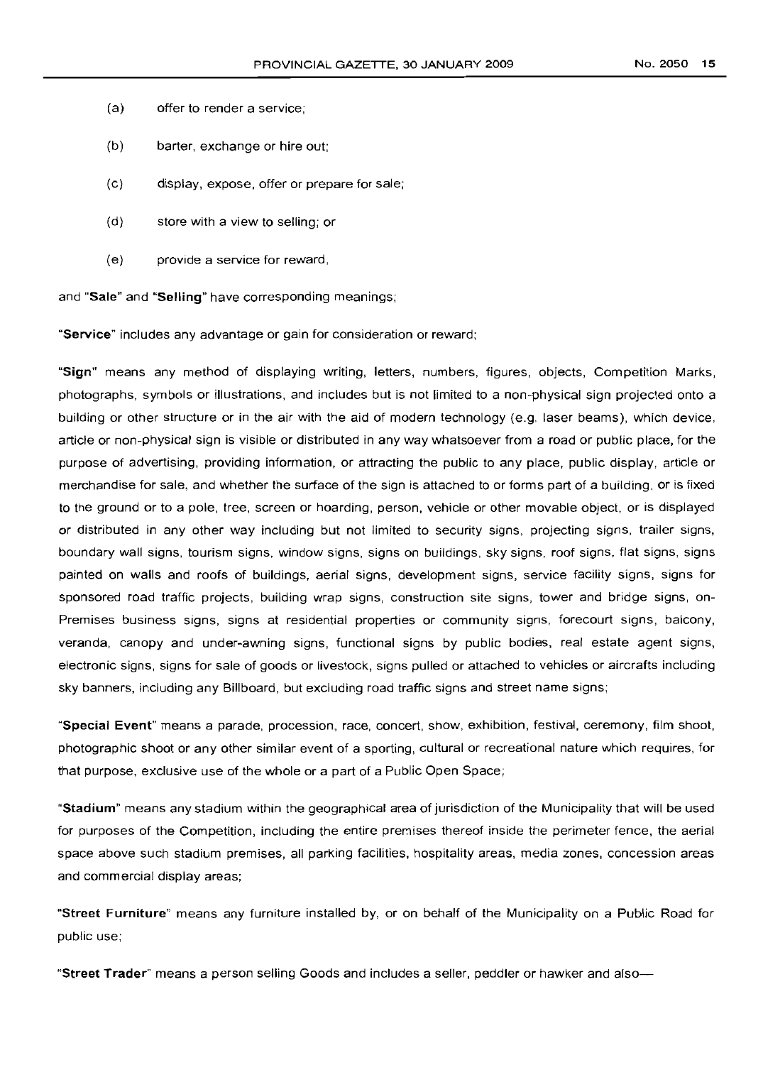(a) offer to render a service;

(b) barter, exchange or hire out;

(c) display, expose, offer or prepare for sale;

(d) store with a view to selling; or

(e) provide a service for reward,

and "**Sale**" and "**Selling**" have corresponding meanings;

"**Service**" includes any advantage or gain for consideration or reward;

"**Sign**" means any method of displaying writing, letters, numbers, figures, objects, Competition Marks, photographs, symbols or illustrations, and includes but is not limited to a non-physical sign projected onto a building or other structure or in the air with the aid of modern technology (e.g. laser beams), which device, article or non-physical sign is visible or distributed in any way whatsoever from a road or public place, for the purpose of advertising, providing information, or attracting the public to any place, public display, article or merchandise for sale, and whether the surface of the sign is attached to or forms part of a building, or is fixed to the ground or to a pole, tree, screen or hoarding, person, vehicle or other movable object, or is displayed or distributed in any other way including but not limited to security signs, projecting signs, trailer signs, boundary wall signs, tourism signs, window signs, signs on buildings, sky signs, roof signs, flat signs, signs painted on walls and roofs of buildings, aerial signs, development signs, service facility signs, signs for sponsored road traffic projects, building wrap signs, construction site signs, tower and bridge signs, on-Premises business signs, signs at residential properties or community signs, forecourt signs, balcony, veranda, canopy and under-awning signs, functional signs by public bodies, real estate agent signs, electronic signs, signs for sale of goods or livestock, signs pulled or attached to vehicles or aircrafts including sky banners, including any Billboard, but excluding road traffic signs and street name signs;

"**Special Event**" means a parade, procession, race, concert, show, exhibition, festival, ceremony, film shoot, photographic shoot or any other similar event of a sporting, cultural or recreational nature which requires, for that purpose, exclusive use of the whole or a part of a Public Open Space;

"**Stadium**" means any stadium within the geographical area of jurisdiction of the Municipality that will be used for purposes of the Competition, including the entire premises thereof inside the perimeter fence, the aerial space above such stadium premises, all parking facilities, hospitality areas, media zones, concession areas and commercial display areas;

"**Street Furniture**" means any furniture installed by, or on behalf of the Municipality on a Public Road for public use;

"**Street Trader**" means a person selling Goods and includes a seller, peddler or hawker and also—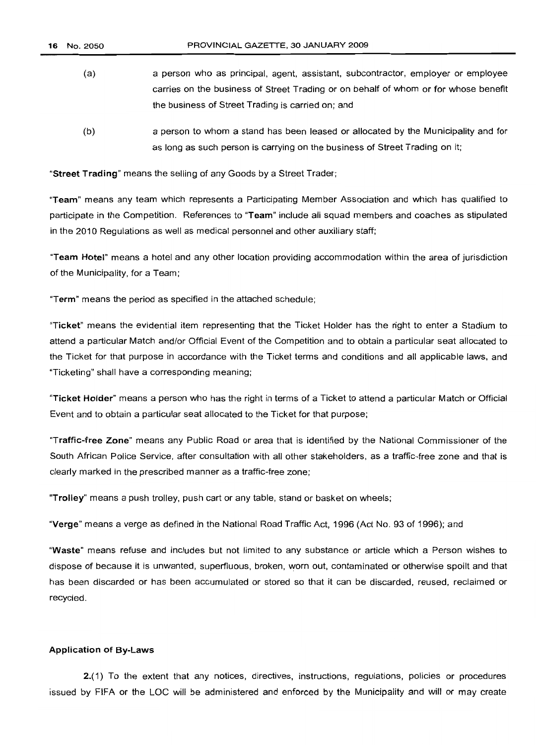(a) a person who as principal, agent, assistant, subcontractor, employer or employee carries on the business of Street Trading or on behalf of whom or for whose benefit the business of Street Trading is carried on; and

(b) a person to whom a stand has been leased or allocated by the Municipality and for as long as such person is carrying on the business of Street Trading on it;

"**Street Trading**" means the selling of any Goods by a Street Trader;

"**Team**" means any team which represents a Participating Member Association and which has qualified to participate in the Competition. References to "**Team**" include all squad members and coaches as stipulated in the 2010 Regulations as well as medical personnel and other auxiliary staff;

"**Team Hotel**" means a hotel and any other location providing accommodation within the area of jurisdiction of the Municipality, for a Team;

"**Term**" means the period as specified in the attached schedule;

"**Ticket**" means the evidential item representing that the Ticket Holder has the right to enter a Stadium to attend a particular Match and/or Official Event of the Competition and to obtain a particular seat allocated to the Ticket for that purpose in accordance with the Ticket terms and conditions and all applicable laws, and "Ticketing" shall have a corresponding meaning;

"**Ticket Holder**" means a person who has the right in terms of a Ticket to attend a particular Match or Official Event and to obtain a particular seat allocated to the Ticket for that purpose;

"**Traffic-free Zone**" means any Public Road or area that is identified by the National Commissioner of the South African Police Service, after consultation with all other stakeholders, as a traffic-free zone and that is clearly marked in the prescribed manner as a traffic-free zone;

"**Trolley**" means a push trolley, push cart or any table, stand or basket on wheels;

"**Verge**" means a verge as defined in the National Road Traffic Act, 1996 (Act No. 93 of 1996); and

"**Waste**" means refuse and includes but not limited to any substance or article which a Person wishes to dispose of because it is unwanted, superfluous, broken, worn out, contaminated or otherwise spoilt and that has been discarded or has been accumulated or stored so that it can be discarded, reused, reclaimed or recycled.

**Application of By-Laws**

**2.**(1) To the extent that any notices, directives, instructions, regulations, policies or procedures issued by FIFA or the LOC will be administered and enforced by the Municipality and will or may create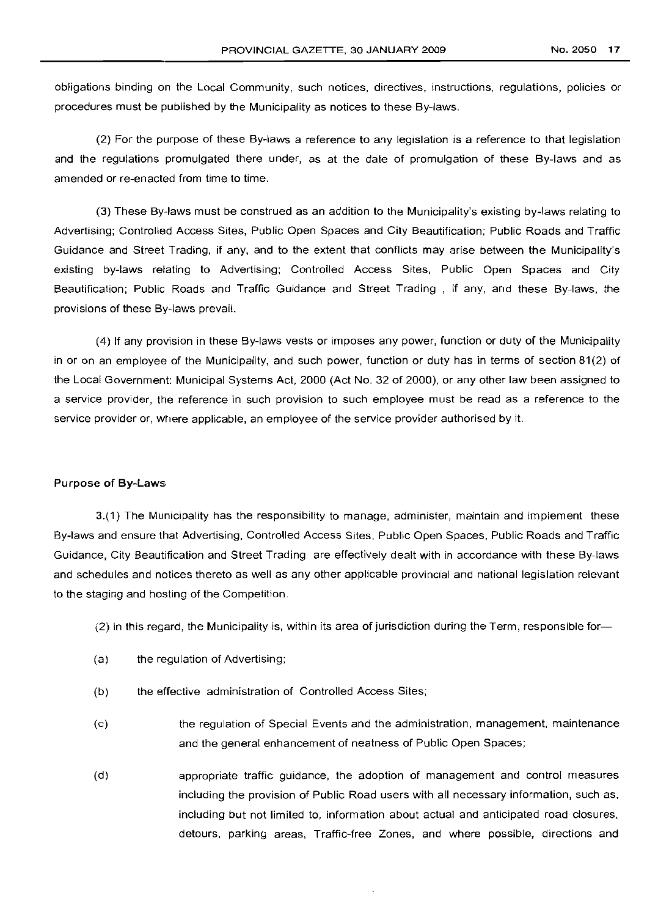obligations binding on the Local Community, such notices, directives, instructions, regulations, policies or procedures must be published by the Municipality as notices to these By-laws.

(2) For the purpose of these By-laws a reference to any legislation is a reference to that legislation and the regulations promulgated there under, as at the date of promulgation of these By-laws and as amended or re-enacted from time to time.

(3) These By-laws must be construed as an addition to the Municipality's existing by-laws relating to Advertising; Controlled Access Sites, Public Open Spaces and City Beautification; Public Roads and Traffic Guidance and Street Trading, if any, and to the extent that conflicts may arise between the Municipality's existing by-laws relating to Advertising; Controlled Access Sites, Public Open Spaces and City Beautification; Public Roads and Traffic Guidance and Street Trading , if any, and these By-laws, the provisions of these By-laws prevail.

(4) If any provision in these By-laws vests or imposes any power, function or duty of the Municipality in or on an employee of the Municipality, and such power, function or duty has in terms of section 81(2) of the Local Government: Municipal Systems Act, 2000 (Act No. 32 of 2000), or any other law been assigned to a service provider, the reference in such provision to such employee must be read as a reference to the service provider or, where applicable, an employee of the service provider authorised by it.

**Purpose of By-Laws**

3.(1) The Municipality has the responsibility to manage, administer, maintain and implement these By-laws and ensure that Advertising, Controlled Access Sites, Public Open Spaces, Public Roads and Traffic Guidance, City Beautification and Street Trading are effectively dealt with in accordance with these By-laws and schedules and notices thereto as well as any other applicable provincial and national legislation relevant to the staging and hosting of the Competition.

(2) In this regard, the Municipality is, within its area of jurisdiction during the Term, responsible for—

(a) the regulation of Advertising;

(b) the effective administration of Controlled Access Sites;

(c) the regulation of Special Events and the administration, management, maintenance and the general enhancement of neatness of Public Open Spaces;

(d) appropriate traffic guidance, the adoption of management and control measures including the provision of Public Road users with all necessary information, such as, including but not limited to, information about actual and anticipated road closures, detours, parking areas, Traffic-free Zones, and where possible, directions and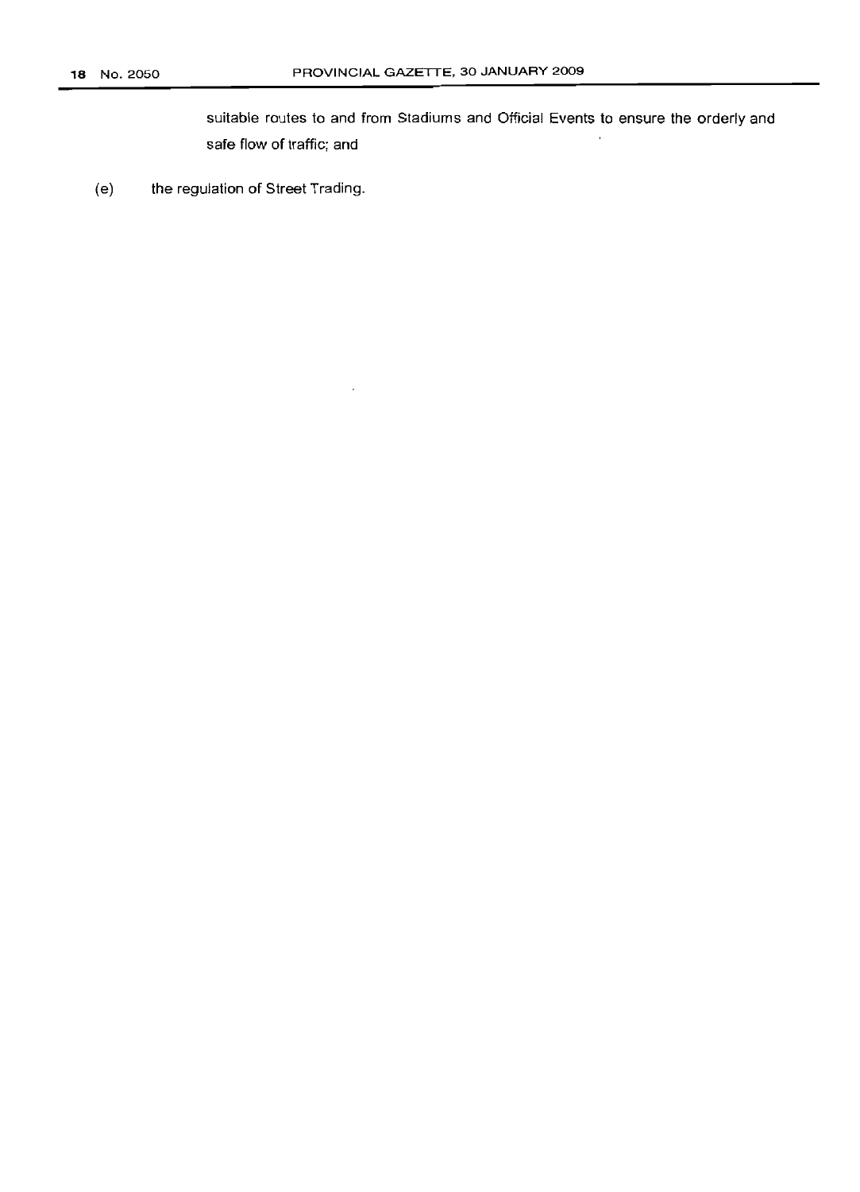suitable routes to and from Stadiums and Official Events to ensure the orderly and safe flow of traffic; and

(e) the regulation of Street Trading.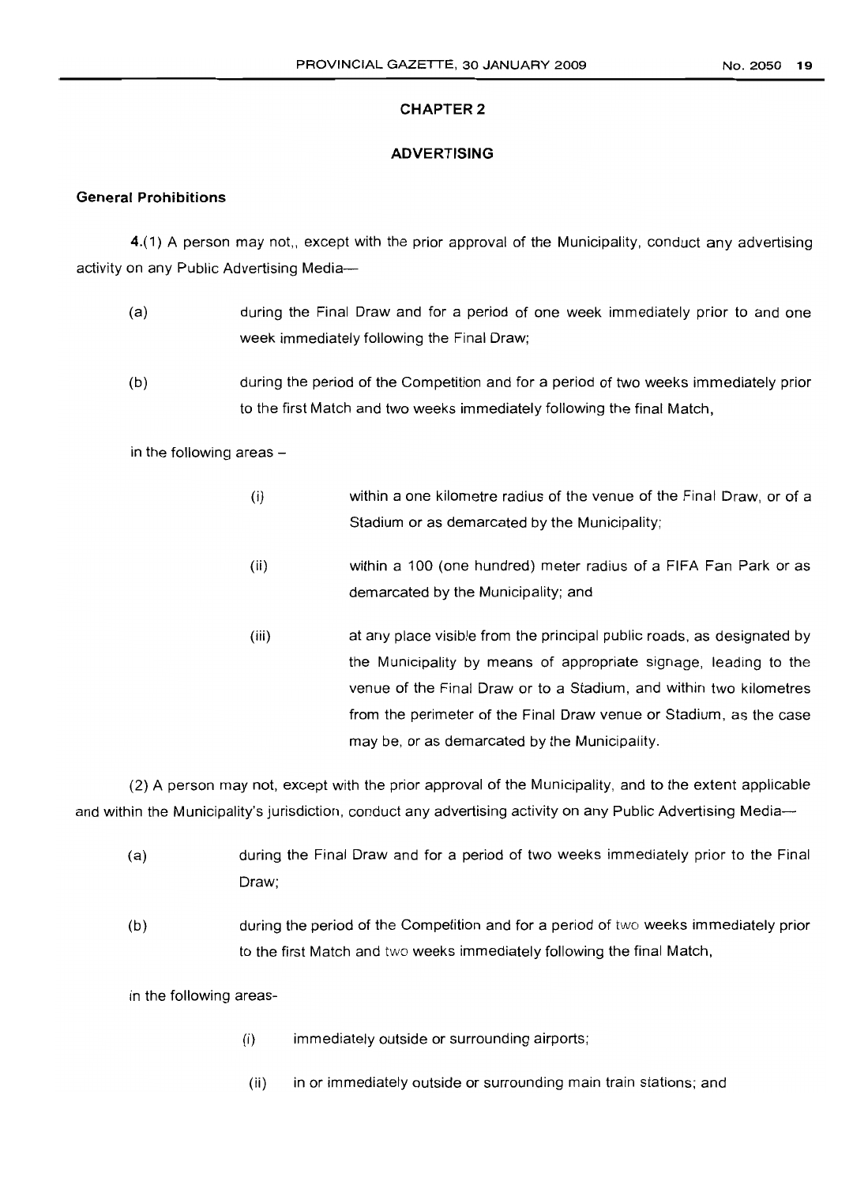## CHAPTER 2

## ADVERTISING

**General Prohibitions**

**4.**(1) A person may not,, except with the prior approval of the Municipality, conduct any advertising activity on any Public Advertising Media—

(a) during the Final Draw and for a period of one week immediately prior to and one week immediately following the Final Draw;

(b) during the period of the Competition and for a period of two weeks immediately prior to the first Match and two weeks immediately following the final Match,

in the following areas –

(i) within a one kilometre radius of the venue of the Final Draw, or of a Stadium or as demarcated by the Municipality;

(ii) within a 100 (one hundred) meter radius of a FIFA Fan Park or as demarcated by the Municipality; and

(iii) at any place visible from the principal public roads, as designated by the Municipality by means of appropriate signage, leading to the venue of the Final Draw or to a Stadium, and within two kilometres from the perimeter of the Final Draw venue or Stadium, as the case may be, or as demarcated by the Municipality.

(2) A person may not, except with the prior approval of the Municipality, and to the extent applicable and within the Municipality's jurisdiction, conduct any advertising activity on any Public Advertising Media—

(a) during the Final Draw and for a period of two weeks immediately prior to the Final Draw;

(b) during the period of the Competition and for a period of two weeks immediately prior to the first Match and two weeks immediately following the final Match,

in the following areas-

(i) immediately outside or surrounding airports;

(ii) in or immediately outside or surrounding main train stations; and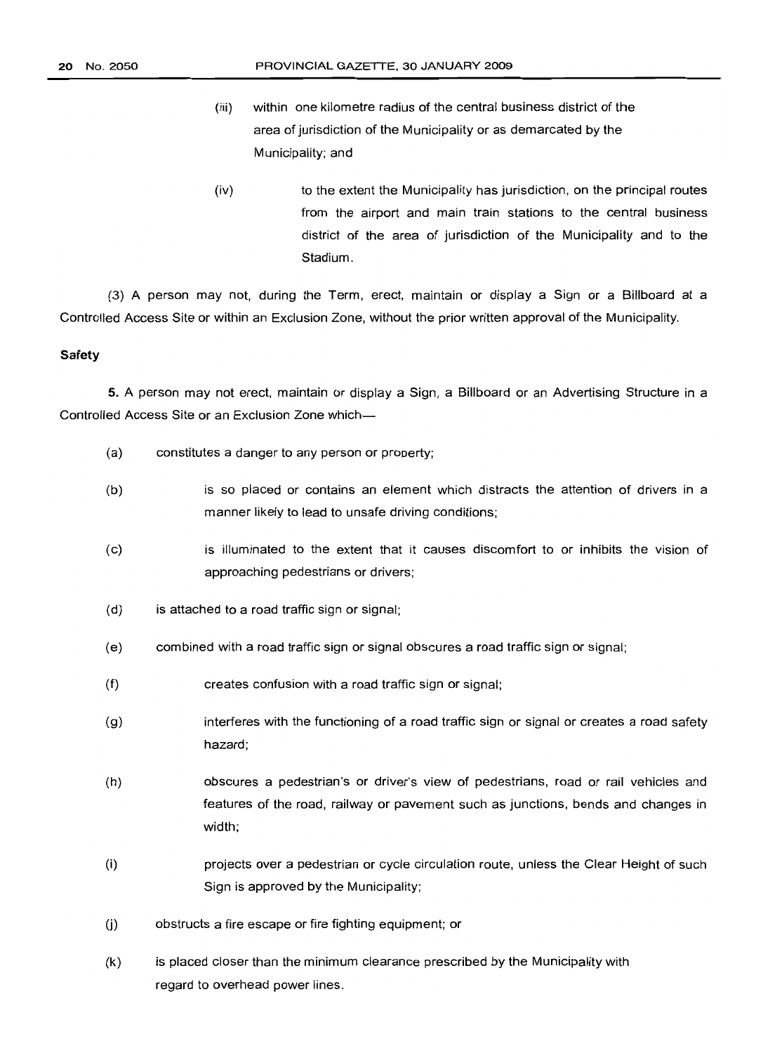(iii) within one kilometre radius of the central business district of the area of jurisdiction of the Municipality or as demarcated by the Municipality; and

(iv) to the extent the Municipality has jurisdiction, on the principal routes from the airport and main train stations to the central business district of the area of jurisdiction of the Municipality and to the Stadium.

(3) A person may not, during the Term, erect, maintain or display a Sign or a Billboard at a Controlled Access Site or within an Exclusion Zone, without the prior written approval of the Municipality.

**Safety**

**5.** A person may not erect, maintain or display a Sign, a Billboard or an Advertising Structure in a Controlled Access Site or an Exclusion Zone which—

(a) constitutes a danger to any person or property;

(b) is so placed or contains an element which distracts the attention of drivers in a manner likely to lead to unsafe driving conditions;

(c) is illuminated to the extent that it causes discomfort to or inhibits the vision of approaching pedestrians or drivers;

(d) is attached to a road traffic sign or signal;

(e) combined with a road traffic sign or signal obscures a road traffic sign or signal;

(f) creates confusion with a road traffic sign or signal;

(g) interferes with the functioning of a road traffic sign or signal or creates a road safety hazard;

(h) obscures a pedestrian's or driver's view of pedestrians, road or rail vehicles and features of the road, railway or pavement such as junctions, bends and changes in width;

(i) projects over a pedestrian or cycle circulation route, unless the Clear Height of such Sign is approved by the Municipality;

(j) obstructs a fire escape or fire fighting equipment; or

(k) is placed closer than the minimum clearance prescribed by the Municipality with regard to overhead power lines.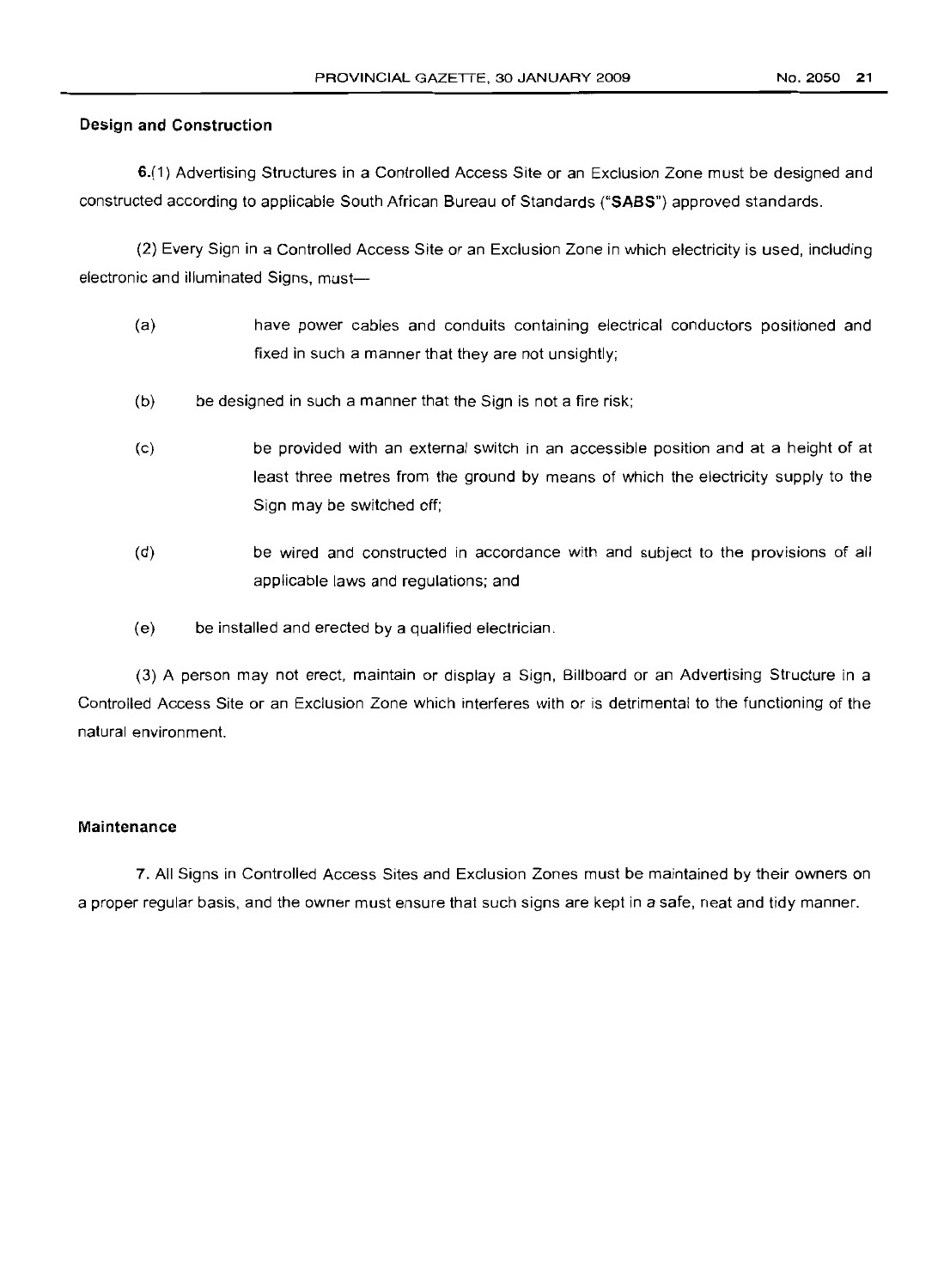**Design and Construction**

**6.**(1) Advertising Structures in a Controlled Access Site or an Exclusion Zone must be designed and constructed according to applicable South African Bureau of Standards ("**SABS**") approved standards.

(2) Every Sign in a Controlled Access Site or an Exclusion Zone in which electricity is used, including electronic and illuminated Signs, must—

(a) have power cables and conduits containing electrical conductors positioned and fixed in such a manner that they are not unsightly;

(b) be designed in such a manner that the Sign is not a fire risk;

(c) be provided with an external switch in an accessible position and at a height of at least three metres from the ground by means of which the electricity supply to the Sign may be switched off;

(d) be wired and constructed in accordance with and subject to the provisions of all applicable laws and regulations; and

(e) be installed and erected by a qualified electrician.

(3) A person may not erect, maintain or display a Sign, Billboard or an Advertising Structure in a Controlled Access Site or an Exclusion Zone which interferes with or is detrimental to the functioning of the natural environment.

**Maintenance**

**7.** All Signs in Controlled Access Sites and Exclusion Zones must be maintained by their owners on a proper regular basis, and the owner must ensure that such signs are kept in a safe, neat and tidy manner.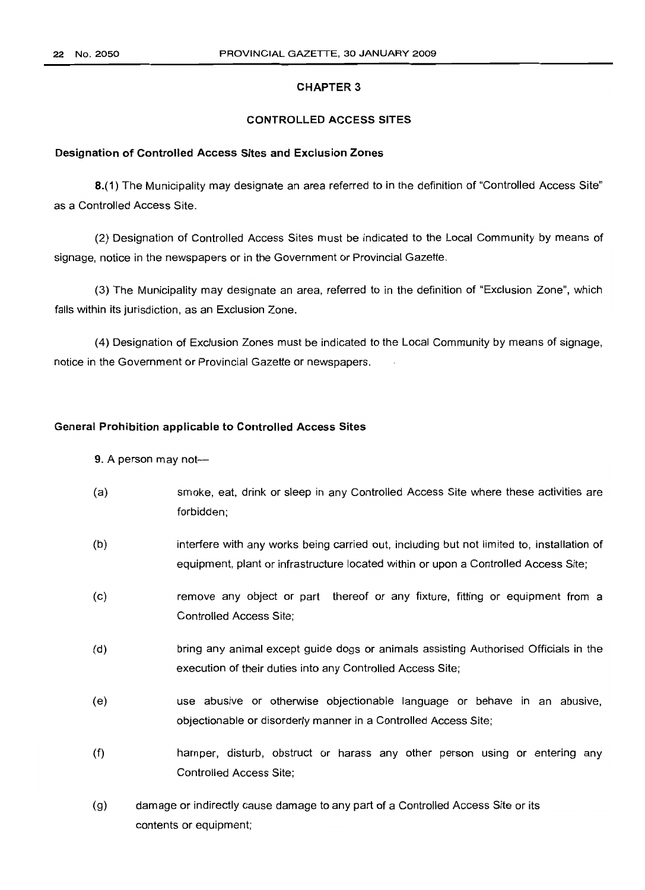## CHAPTER 3

## CONTROLLED ACCESS SITES

### Designation of Controlled Access Sites and Exclusion Zones

**8.**(1) The Municipality may designate an area referred to in the definition of "Controlled Access Site" as a Controlled Access Site.

(2) Designation of Controlled Access Sites must be indicated to the Local Community by means of signage, notice in the newspapers or in the Government or Provincial Gazette.

(3) The Municipality may designate an area, referred to in the definition of "Exclusion Zone", which falls within its jurisdiction, as an Exclusion Zone.

(4) Designation of Exclusion Zones must be indicated to the Local Community by means of signage, notice in the Government or Provincial Gazette or newspapers.

### General Prohibition applicable to Controlled Access Sites

**9.** A person may not—

(a) smoke, eat, drink or sleep in any Controlled Access Site where these activities are forbidden;

(b) interfere with any works being carried out, including but not limited to, installation of equipment, plant or infrastructure located within or upon a Controlled Access Site;

(c) remove any object or part thereof or any fixture, fitting or equipment from a Controlled Access Site;

(d) bring any animal except guide dogs or animals assisting Authorised Officials in the execution of their duties into any Controlled Access Site;

(e) use abusive or otherwise objectionable language or behave in an abusive, objectionable or disorderly manner in a Controlled Access Site;

(f) hamper, disturb, obstruct or harass any other person using or entering any Controlled Access Site;

(g) damage or indirectly cause damage to any part of a Controlled Access Site or its contents or equipment;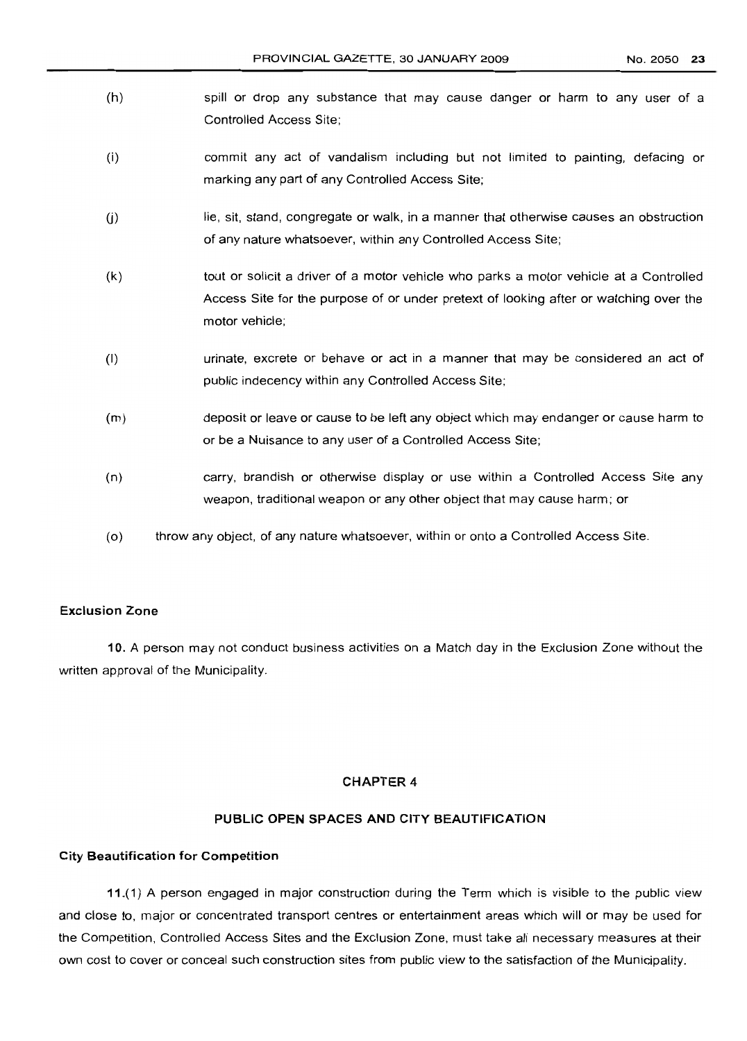(h) spill or drop any substance that may cause danger or harm to any user of a Controlled Access Site;

(i) commit any act of vandalism including but not limited to painting, defacing or marking any part of any Controlled Access Site;

(j) lie, sit, stand, congregate or walk, in a manner that otherwise causes an obstruction of any nature whatsoever, within any Controlled Access Site;

(k) tout or solicit a driver of a motor vehicle who parks a motor vehicle at a Controlled Access Site for the purpose of or under pretext of looking after or watching over the motor vehicle;

(l) urinate, excrete or behave or act in a manner that may be considered an act of public indecency within any Controlled Access Site;

(m) deposit or leave or cause to be left any object which may endanger or cause harm to or be a Nuisance to any user of a Controlled Access Site;

(n) carry, brandish or otherwise display or use within a Controlled Access Site any weapon, traditional weapon or any other object that may cause harm; or

(o) throw any object, of any nature whatsoever, within or onto a Controlled Access Site.

### Exclusion Zone

**10.** A person may not conduct business activities on a Match day in the Exclusion Zone without the written approval of the Municipality.

## CHAPTER 4

## PUBLIC OPEN SPACES AND CITY BEAUTIFICATION

### City Beautification for Competition

**11.**(1) A person engaged in major construction during the Term which is visible to the public view and close to, major or concentrated transport centres or entertainment areas which will or may be used for the Competition, Controlled Access Sites and the Exclusion Zone, must take all necessary measures at their own cost to cover or conceal such construction sites from public view to the satisfaction of the Municipality.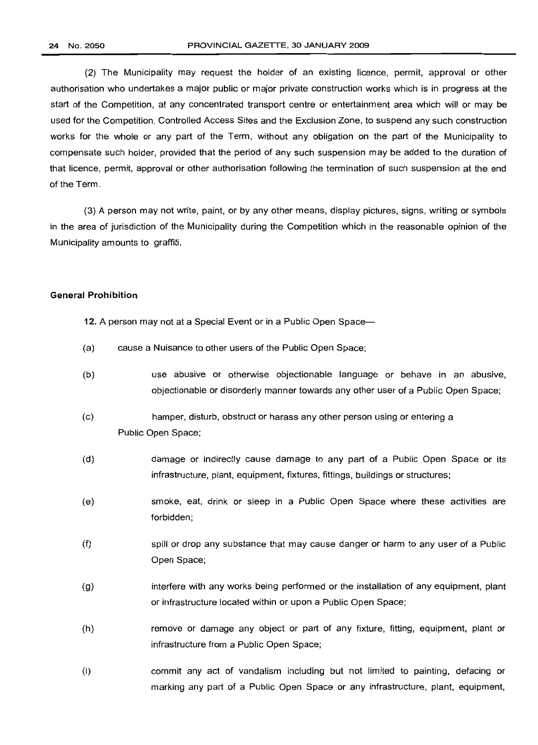(2) The Municipality may request the holder of an existing licence, permit, approval or other authorisation who undertakes a major public or major private construction works which is in progress at the start of the Competition, at any concentrated transport centre or entertainment area which will or may be used for the Competition, Controlled Access Sites and the Exclusion Zone, to suspend any such construction works for the whole or any part of the Term, without any obligation on the part of the Municipality to compensate such holder, provided that the period of any such suspension may be added to the duration of that licence, permit, approval or other authorisation following the termination of such suspension at the end of the Term.

(3) A person may not write, paint, or by any other means, display pictures, signs, writing or symbols in the area of jurisdiction of the Municipality during the Competition which in the reasonable opinion of the Municipality amounts to graffiti.

**General Prohibition**

**12.** A person may not at a Special Event or in a Public Open Space—

(a) cause a Nuisance to other users of the Public Open Space;

(b) use abusive or otherwise objectionable language or behave in an abusive, objectionable or disorderly manner towards any other user of a Public Open Space;

(c) hamper, disturb, obstruct or harass any other person using or entering a Public Open Space;

(d) damage or indirectly cause damage to any part of a Public Open Space or its infrastructure, plant, equipment, fixtures, fittings, buildings or structures;

(e) smoke, eat, drink or sleep in a Public Open Space where these activities are forbidden;

(f) spill or drop any substance that may cause danger or harm to any user of a Public Open Space;

(g) interfere with any works being performed or the installation of any equipment, plant or infrastructure located within or upon a Public Open Space;

(h) remove or damage any object or part of any fixture, fitting, equipment, plant or infrastructure from a Public Open Space;

(i) commit any act of vandalism including but not limited to painting, defacing or marking any part of a Public Open Space or any infrastructure, plant, equipment,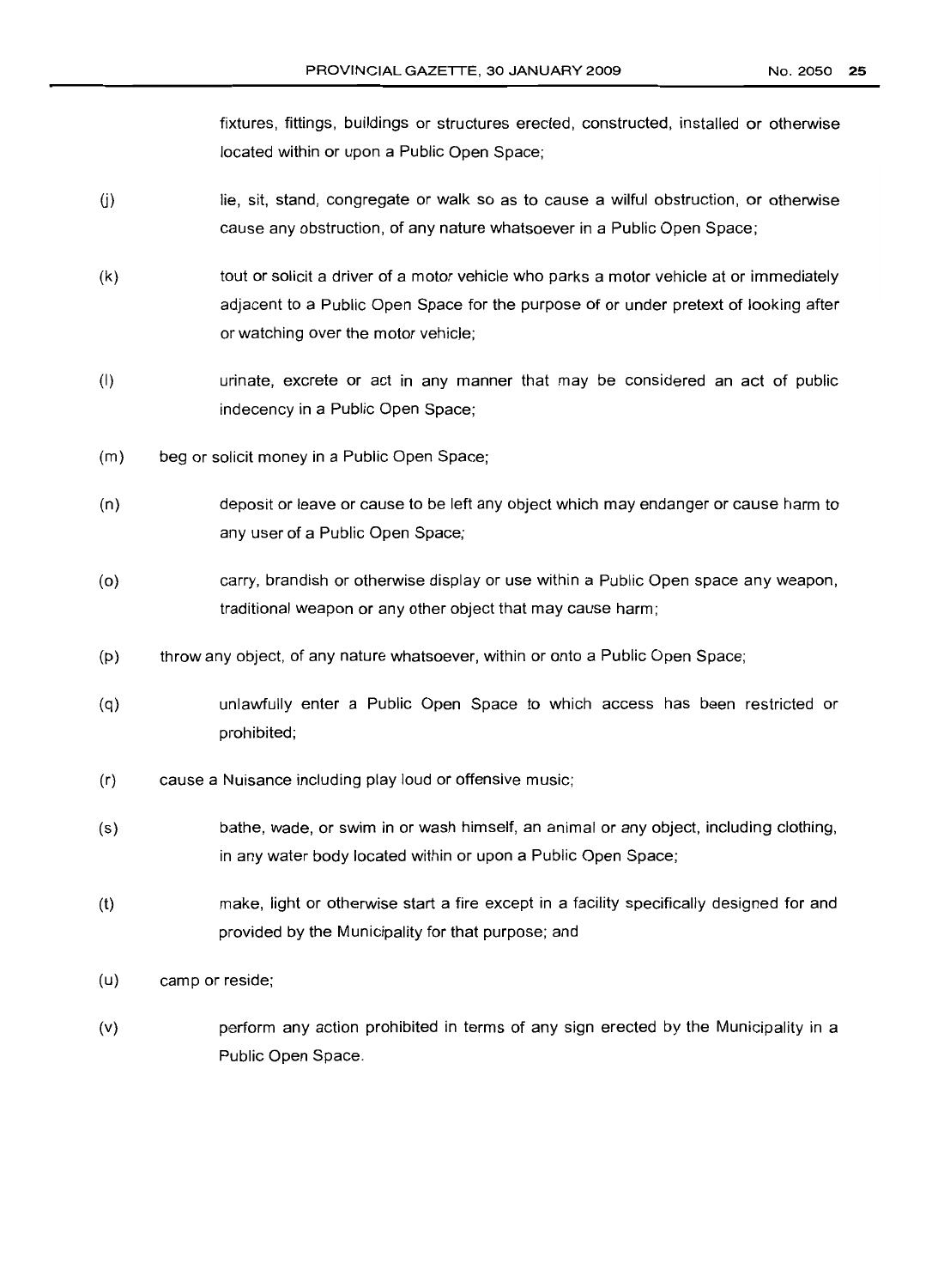fixtures, fittings, buildings or structures erected, constructed, installed or otherwise located within or upon a Public Open Space;

(j) lie, sit, stand, congregate or walk so as to cause a wilful obstruction, or otherwise cause any obstruction, of any nature whatsoever in a Public Open Space;

(k) tout or solicit a driver of a motor vehicle who parks a motor vehicle at or immediately adjacent to a Public Open Space for the purpose of or under pretext of looking after or watching over the motor vehicle;

(l) urinate, excrete or act in any manner that may be considered an act of public indecency in a Public Open Space;

(m) beg or solicit money in a Public Open Space;

(n) deposit or leave or cause to be left any object which may endanger or cause harm to any user of a Public Open Space;

(o) carry, brandish or otherwise display or use within a Public Open space any weapon, traditional weapon or any other object that may cause harm;

(p) throw any object, of any nature whatsoever, within or onto a Public Open Space;

(q) unlawfully enter a Public Open Space to which access has been restricted or prohibited;

(r) cause a Nuisance including play loud or offensive music;

(s) bathe, wade, or swim in or wash himself, an animal or any object, including clothing, in any water body located within or upon a Public Open Space;

(t) make, light or otherwise start a fire except in a facility specifically designed for and provided by the Municipality for that purpose; and

(u) camp or reside;

(v) perform any action prohibited in terms of any sign erected by the Municipality in a Public Open Space.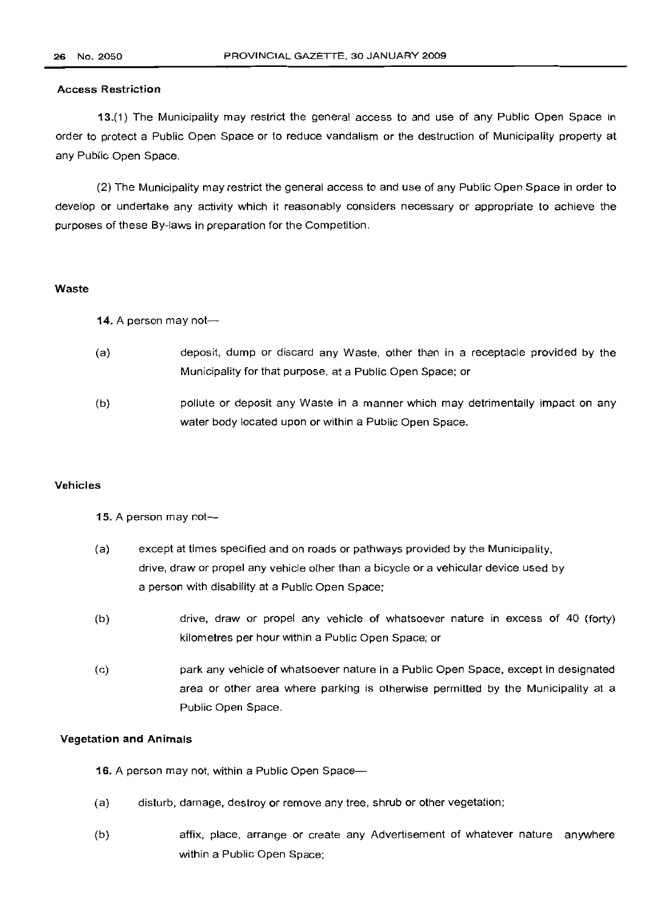### Access Restriction

**13.**(1) The Municipality may restrict the general access to and use of any Public Open Space in order to protect a Public Open Space or to reduce vandalism or the destruction of Municipality property at any Public Open Space.

(2) The Municipality may restrict the general access to and use of any Public Open Space in order to develop or undertake any activity which it reasonably considers necessary or appropriate to achieve the purposes of these By-laws in preparation for the Competition.

### Waste

**14.** A person may not—

(a) deposit, dump or discard any Waste, other than in a receptacle provided by the Municipality for that purpose, at a Public Open Space; or

(b) pollute or deposit any Waste in a manner which may detrimentally impact on any water body located upon or within a Public Open Space.

### Vehicles

**15.** A person may not—

(a) except at times specified and on roads or pathways provided by the Municipality, drive, draw or propel any vehicle other than a bicycle or a vehicular device used by a person with disability at a Public Open Space;

(b) drive, draw or propel any vehicle of whatsoever nature in excess of 40 (forty) kilometres per hour within a Public Open Space; or

(c) park any vehicle of whatsoever nature in a Public Open Space, except in designated area or other area where parking is otherwise permitted by the Municipality at a Public Open Space.

### Vegetation and Animals

**16.** A person may not, within a Public Open Space—

(a) disturb, damage, destroy or remove any tree, shrub or other vegetation;

(b) affix, place, arrange or create any Advertisement of whatever nature anywhere within a Public Open Space;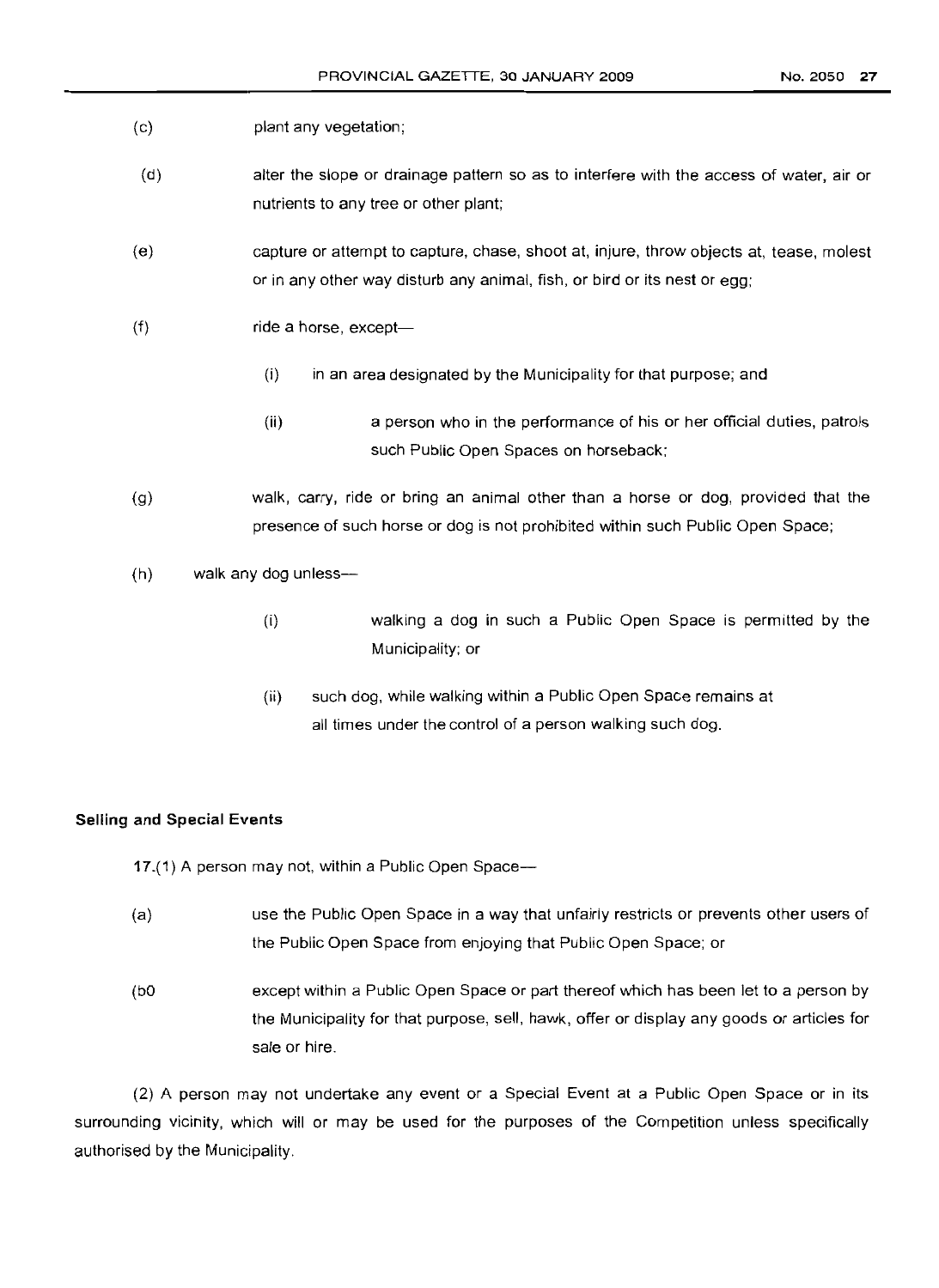(c) plant any vegetation;

(d) alter the slope or drainage pattern so as to interfere with the access of water, air or nutrients to any tree or other plant;

(e) capture or attempt to capture, chase, shoot at, injure, throw objects at, tease, molest or in any other way disturb any animal, fish, or bird or its nest or egg;

(f) ride a horse, except—

  (i) in an area designated by the Municipality for that purpose; and

  (ii) a person who in the performance of his or her official duties, patrols such Public Open Spaces on horseback;

(g) walk, carry, ride or bring an animal other than a horse or dog, provided that the presence of such horse or dog is not prohibited within such Public Open Space;

(h) walk any dog unless—

  (i) walking a dog in such a Public Open Space is permitted by the Municipality; or

  (ii) such dog, while walking within a Public Open Space remains at all times under the control of a person walking such dog.

**Selling and Special Events**

17.(1) A person may not, within a Public Open Space—

(a) use the Public Open Space in a way that unfairly restricts or prevents other users of the Public Open Space from enjoying that Public Open Space; or

(b0 except within a Public Open Space or part thereof which has been let to a person by the Municipality for that purpose, sell, hawk, offer or display any goods or articles for sale or hire.

(2) A person may not undertake any event or a Special Event at a Public Open Space or in its surrounding vicinity, which will or may be used for the purposes of the Competition unless specifically authorised by the Municipality.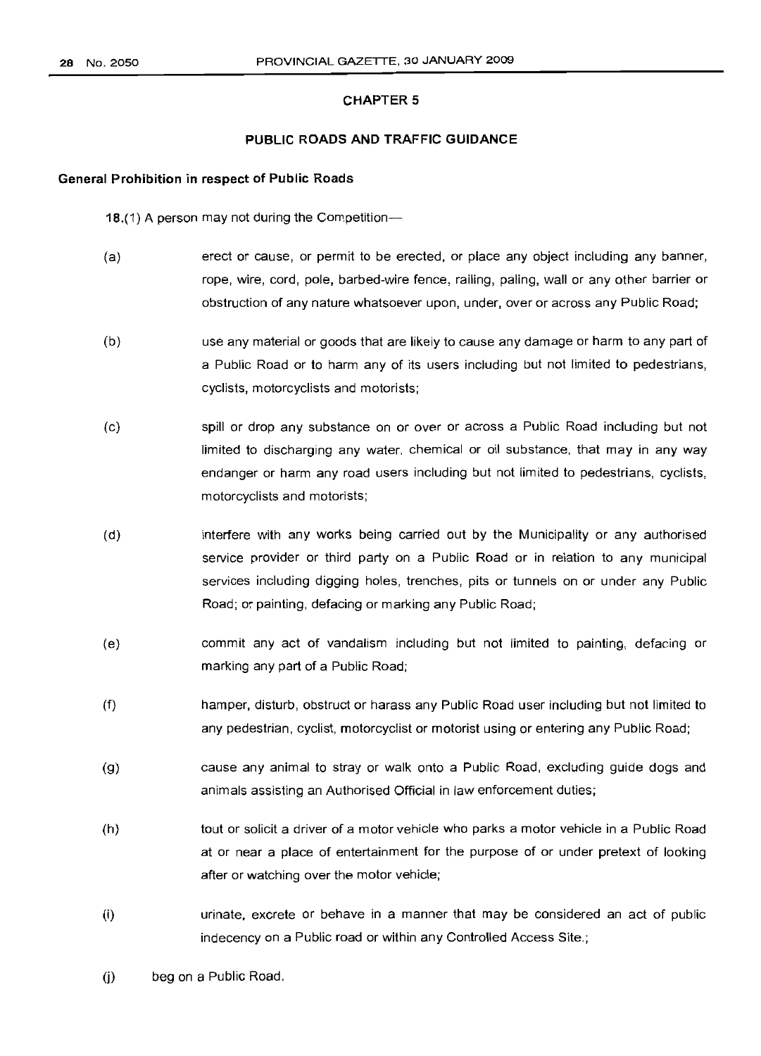## CHAPTER 5

## PUBLIC ROADS AND TRAFFIC GUIDANCE

### General Prohibition in respect of Public Roads

**18.**(1) A person may not during the Competition—

(a) erect or cause, or permit to be erected, or place any object including any banner, rope, wire, cord, pole, barbed-wire fence, railing, paling, wall or any other barrier or obstruction of any nature whatsoever upon, under, over or across any Public Road;

(b) use any material or goods that are likely to cause any damage or harm to any part of a Public Road or to harm any of its users including but not limited to pedestrians, cyclists, motorcyclists and motorists;

(c) spill or drop any substance on or over or across a Public Road including but not limited to discharging any water, chemical or oil substance, that may in any way endanger or harm any road users including but not limited to pedestrians, cyclists, motorcyclists and motorists;

(d) interfere with any works being carried out by the Municipality or any authorised service provider or third party on a Public Road or in relation to any municipal services including digging holes, trenches, pits or tunnels on or under any Public Road; or painting, defacing or marking any Public Road;

(e) commit any act of vandalism including but not limited to painting, defacing or marking any part of a Public Road;

(f) hamper, disturb, obstruct or harass any Public Road user including but not limited to any pedestrian, cyclist, motorcyclist or motorist using or entering any Public Road;

(g) cause any animal to stray or walk onto a Public Road, excluding guide dogs and animals assisting an Authorised Official in law enforcement duties;

(h) tout or solicit a driver of a motor vehicle who parks a motor vehicle in a Public Road at or near a place of entertainment for the purpose of or under pretext of looking after or watching over the motor vehicle;

(i) urinate, excrete or behave in a manner that may be considered an act of public indecency on a Public road or within any Controlled Access Site.;

(j) beg on a Public Road.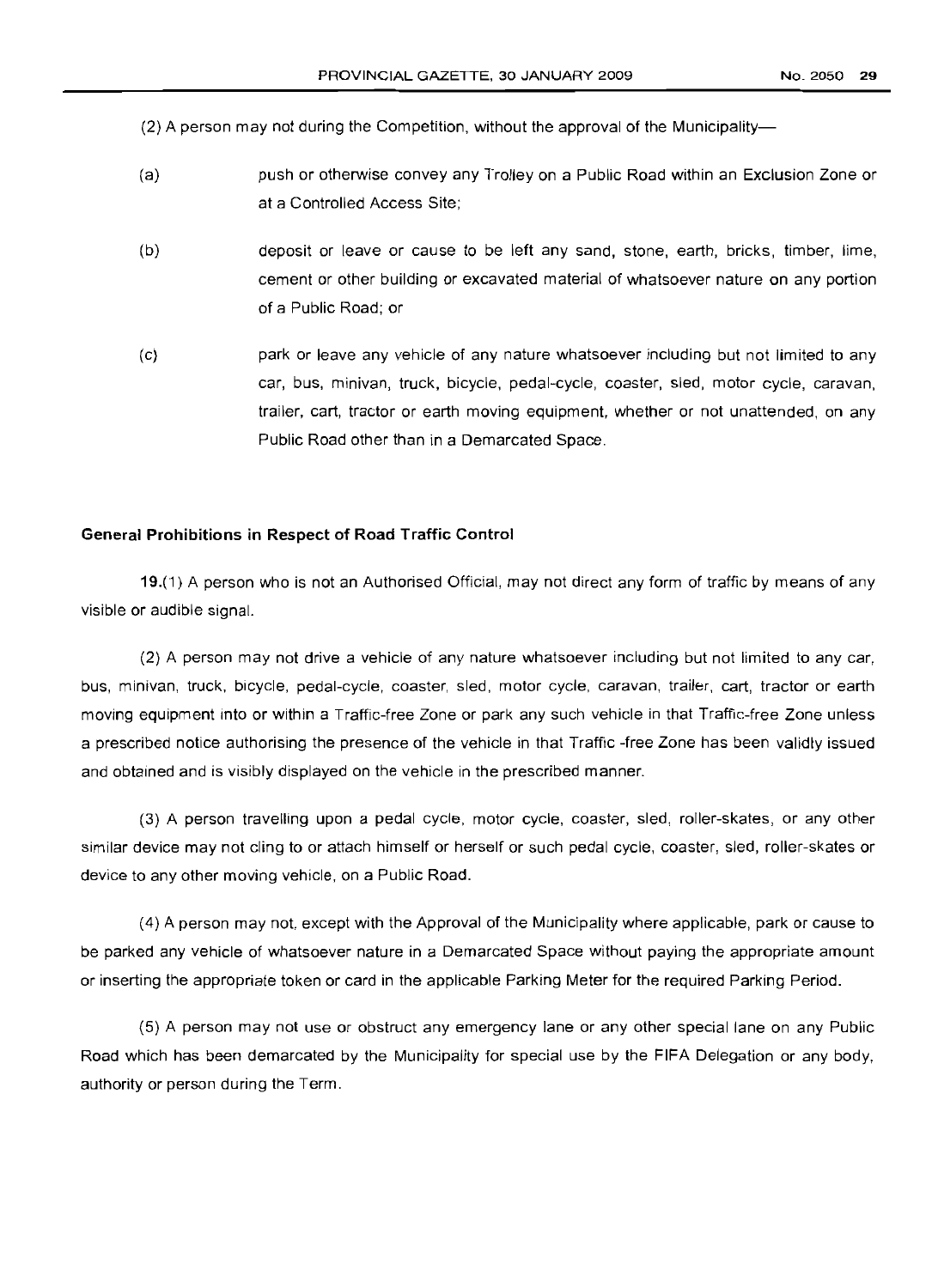(2) A person may not during the Competition, without the approval of the Municipality—

(a) push or otherwise convey any Trolley on a Public Road within an Exclusion Zone or at a Controlled Access Site;

(b) deposit or leave or cause to be left any sand, stone, earth, bricks, timber, lime, cement or other building or excavated material of whatsoever nature on any portion of a Public Road; or

(c) park or leave any vehicle of any nature whatsoever including but not limited to any car, bus, minivan, truck, bicycle, pedal-cycle, coaster, sled, motor cycle, caravan, trailer, cart, tractor or earth moving equipment, whether or not unattended, on any Public Road other than in a Demarcated Space.

**General Prohibitions in Respect of Road Traffic Control**

**19.**(1) A person who is not an Authorised Official, may not direct any form of traffic by means of any visible or audible signal.

(2) A person may not drive a vehicle of any nature whatsoever including but not limited to any car, bus, minivan, truck, bicycle, pedal-cycle, coaster, sled, motor cycle, caravan, trailer, cart, tractor or earth moving equipment into or within a Traffic-free Zone or park any such vehicle in that Traffic-free Zone unless a prescribed notice authorising the presence of the vehicle in that Traffic -free Zone has been validly issued and obtained and is visibly displayed on the vehicle in the prescribed manner.

(3) A person travelling upon a pedal cycle, motor cycle, coaster, sled, roller-skates, or any other similar device may not cling to or attach himself or herself or such pedal cycle, coaster, sled, roller-skates or device to any other moving vehicle, on a Public Road.

(4) A person may not, except with the Approval of the Municipality where applicable, park or cause to be parked any vehicle of whatsoever nature in a Demarcated Space without paying the appropriate amount or inserting the appropriate token or card in the applicable Parking Meter for the required Parking Period.

(5) A person may not use or obstruct any emergency lane or any other special lane on any Public Road which has been demarcated by the Municipality for special use by the FIFA Delegation or any body, authority or person during the Term.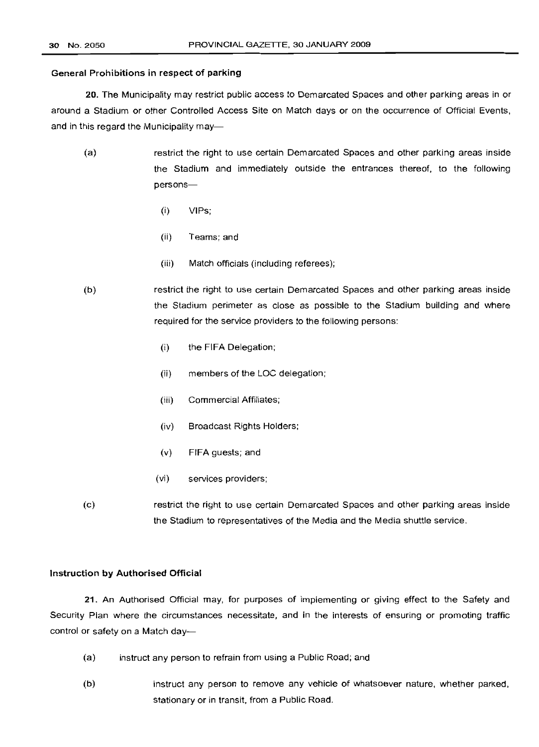**General Prohibitions in respect of parking**

**20.** The Municipality may restrict public access to Demarcated Spaces and other parking areas in or around a Stadium or other Controlled Access Site on Match days or on the occurrence of Official Events, and in this regard the Municipality may—

(a) restrict the right to use certain Demarcated Spaces and other parking areas inside the Stadium and immediately outside the entrances thereof, to the following persons—

  (i) VIPs;

  (ii) Teams; and

  (iii) Match officials (including referees);

(b) restrict the right to use certain Demarcated Spaces and other parking areas inside the Stadium perimeter as close as possible to the Stadium building and where required for the service providers to the following persons:

  (i) the FIFA Delegation;

  (ii) members of the LOC delegation;

  (iii) Commercial Affiliates;

  (iv) Broadcast Rights Holders;

  (v) FIFA guests; and

  (vi) services providers;

(c) restrict the right to use certain Demarcated Spaces and other parking areas inside the Stadium to representatives of the Media and the Media shuttle service.

**Instruction by Authorised Official**

**21.** An Authorised Official may, for purposes of implementing or giving effect to the Safety and Security Plan where the circumstances necessitate, and in the interests of ensuring or promoting traffic control or safety on a Match day—

(a) instruct any person to refrain from using a Public Road; and

(b) instruct any person to remove any vehicle of whatsoever nature, whether parked, stationary or in transit, from a Public Road.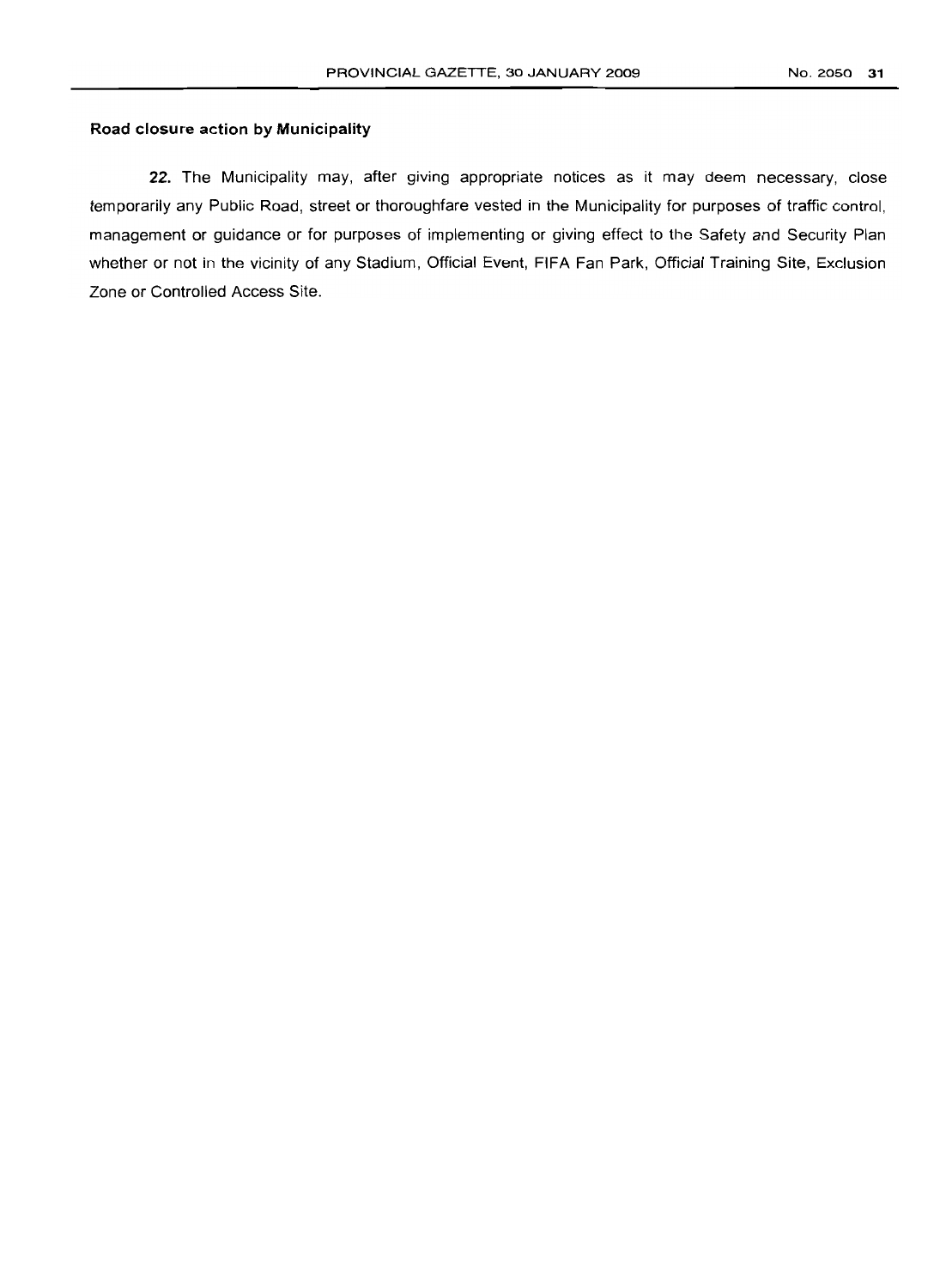**Road closure action by Municipality**

**22.** The Municipality may, after giving appropriate notices as it may deem necessary, close temporarily any Public Road, street or thoroughfare vested in the Municipality for purposes of traffic control, management or guidance or for purposes of implementing or giving effect to the Safety and Security Plan whether or not in the vicinity of any Stadium, Official Event, FIFA Fan Park, Official Training Site, Exclusion Zone or Controlled Access Site.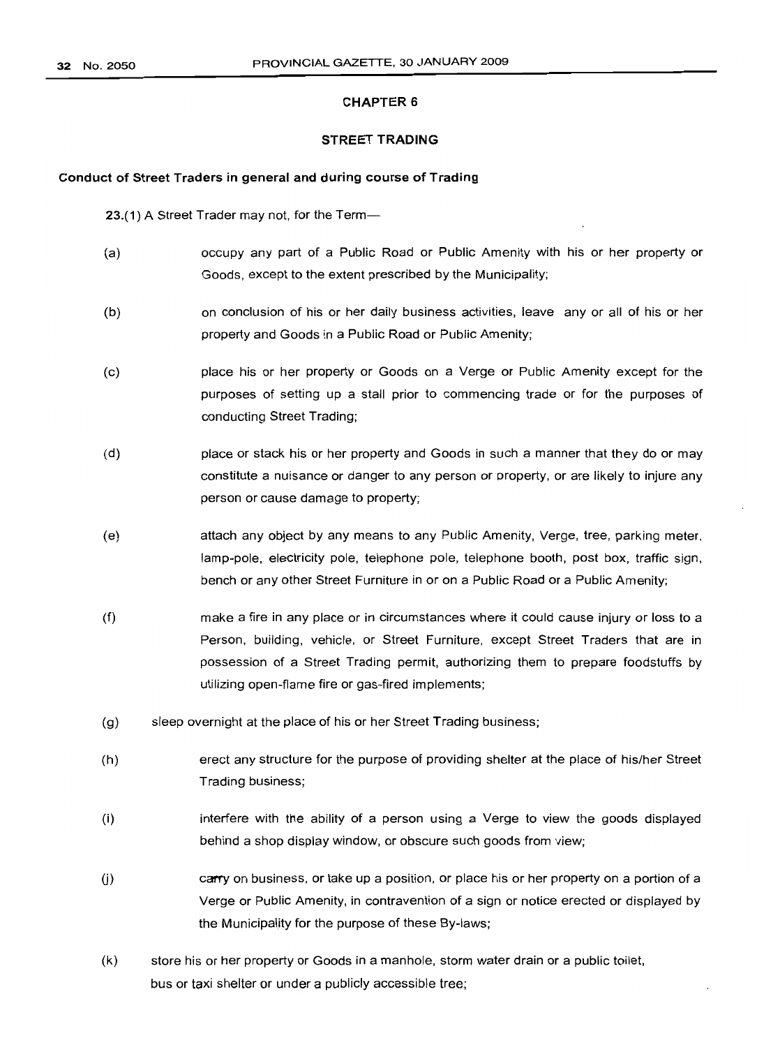## CHAPTER 6

## STREET TRADING

### Conduct of Street Traders in general and during course of Trading

**23.**(1) A Street Trader may not, for the Term—

(a) occupy any part of a Public Road or Public Amenity with his or her property or Goods, except to the extent prescribed by the Municipality;

(b) on conclusion of his or her daily business activities, leave any or all of his or her property and Goods in a Public Road or Public Amenity;

(c) place his or her property or Goods on a Verge or Public Amenity except for the purposes of setting up a stall prior to commencing trade or for the purposes of conducting Street Trading;

(d) place or stack his or her property and Goods in such a manner that they do or may constitute a nuisance or danger to any person or property, or are likely to injure any person or cause damage to property;

(e) attach any object by any means to any Public Amenity, Verge, tree, parking meter, lamp-pole, electricity pole, telephone pole, telephone booth, post box, traffic sign, bench or any other Street Furniture in or on a Public Road or a Public Amenity;

(f) make a fire in any place or in circumstances where it could cause injury or loss to a Person, building, vehicle, or Street Furniture, except Street Traders that are in possession of a Street Trading permit, authorizing them to prepare foodstuffs by utilizing open-flame fire or gas-fired implements;

(g) sleep overnight at the place of his or her Street Trading business;

(h) erect any structure for the purpose of providing shelter at the place of his/her Street Trading business;

(i) interfere with the ability of a person using a Verge to view the goods displayed behind a shop display window, or obscure such goods from view;

(j) carry on business, or take up a position, or place his or her property on a portion of a Verge or Public Amenity, in contravention of a sign or notice erected or displayed by the Municipality for the purpose of these By-laws;

(k) store his or her property or Goods in a manhole, storm water drain or a public toilet, bus or taxi shelter or under a publicly accessible tree;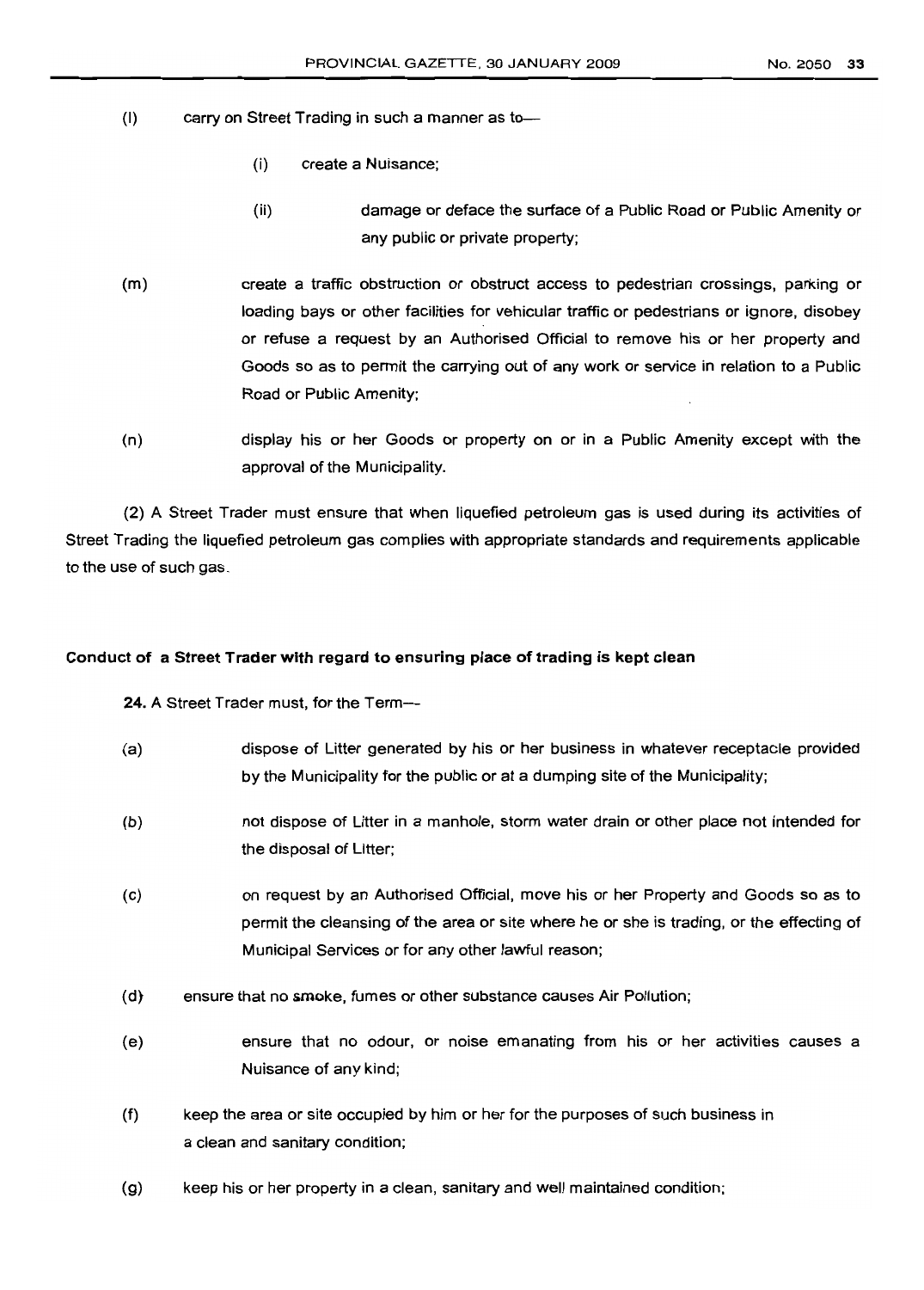(l) carry on Street Trading in such a manner as to—

  (i) create a Nuisance;

  (ii) damage or deface the surface of a Public Road or Public Amenity or any public or private property;

(m) create a traffic obstruction or obstruct access to pedestrian crossings, parking or loading bays or other facilities for vehicular traffic or pedestrians or ignore, disobey or refuse a request by an Authorised Official to remove his or her property and Goods so as to permit the carrying out of any work or service in relation to a Public Road or Public Amenity;

(n) display his or her Goods or property on or in a Public Amenity except with the approval of the Municipality.

(2) A Street Trader must ensure that when liquefied petroleum gas is used during its activities of Street Trading the liquefied petroleum gas complies with appropriate standards and requirements applicable to the use of such gas.

**Conduct of a Street Trader with regard to ensuring place of trading is kept clean**

**24.** A Street Trader must, for the Term—

(a) dispose of Litter generated by his or her business in whatever receptacle provided by the Municipality for the public or at a dumping site of the Municipality;

(b) not dispose of Litter in a manhole, storm water drain or other place not intended for the disposal of Litter;

(c) on request by an Authorised Official, move his or her Property and Goods so as to permit the cleansing of the area or site where he or she is trading, or the effecting of Municipal Services or for any other lawful reason;

(d) ensure that no smoke, fumes or other substance causes Air Pollution;

(e) ensure that no odour, or noise emanating from his or her activities causes a Nuisance of any kind;

(f) keep the area or site occupied by him or her for the purposes of such business in a clean and sanitary condition;

(g) keep his or her property in a clean, sanitary and well maintained condition;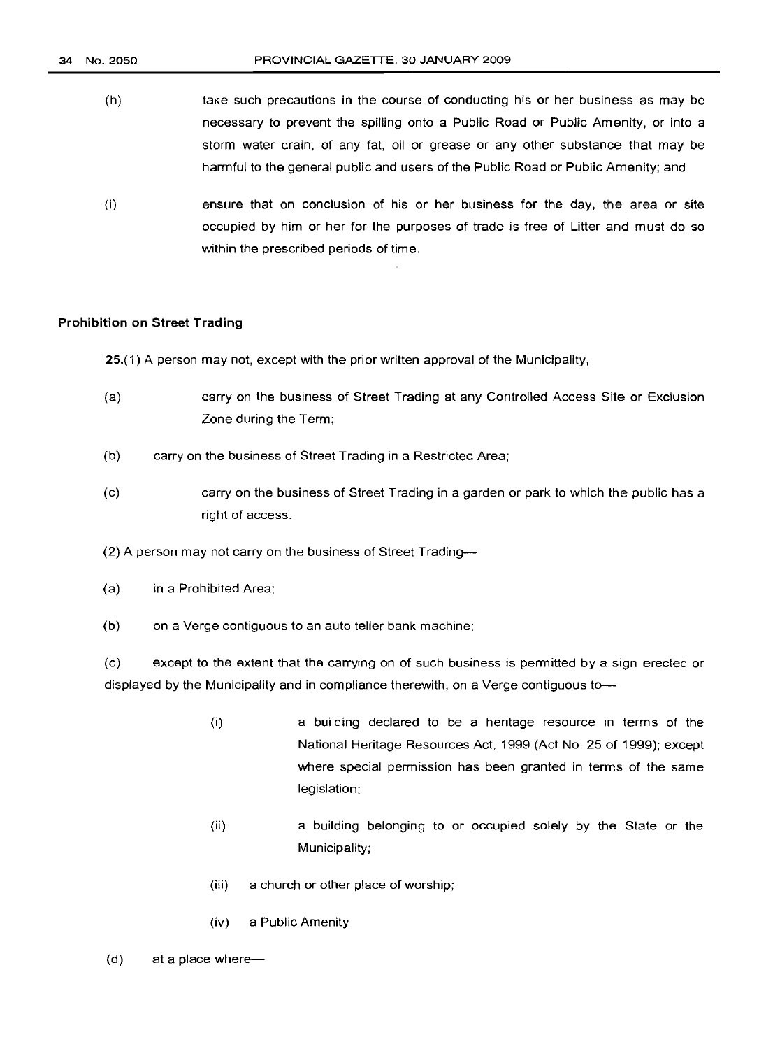(h) take such precautions in the course of conducting his or her business as may be necessary to prevent the spilling onto a Public Road or Public Amenity, or into a storm water drain, of any fat, oil or grease or any other substance that may be harmful to the general public and users of the Public Road or Public Amenity; and

(i) ensure that on conclusion of his or her business for the day, the area or site occupied by him or her for the purposes of trade is free of Litter and must do so within the prescribed periods of time.

**Prohibition on Street Trading**

**25.**(1) A person may not, except with the prior written approval of the Municipality,

(a) carry on the business of Street Trading at any Controlled Access Site or Exclusion Zone during the Term;

(b) carry on the business of Street Trading in a Restricted Area;

(c) carry on the business of Street Trading in a garden or park to which the public has a right of access.

(2) A person may not carry on the business of Street Trading—

(a) in a Prohibited Area;

(b) on a Verge contiguous to an auto teller bank machine;

(c) except to the extent that the carrying on of such business is permitted by a sign erected or displayed by the Municipality and in compliance therewith, on a Verge contiguous to—

(i) a building declared to be a heritage resource in terms of the National Heritage Resources Act, 1999 (Act No. 25 of 1999); except where special permission has been granted in terms of the same legislation;

(ii) a building belonging to or occupied solely by the State or the Municipality;

(iii) a church or other place of worship;

(iv) a Public Amenity

(d) at a place where—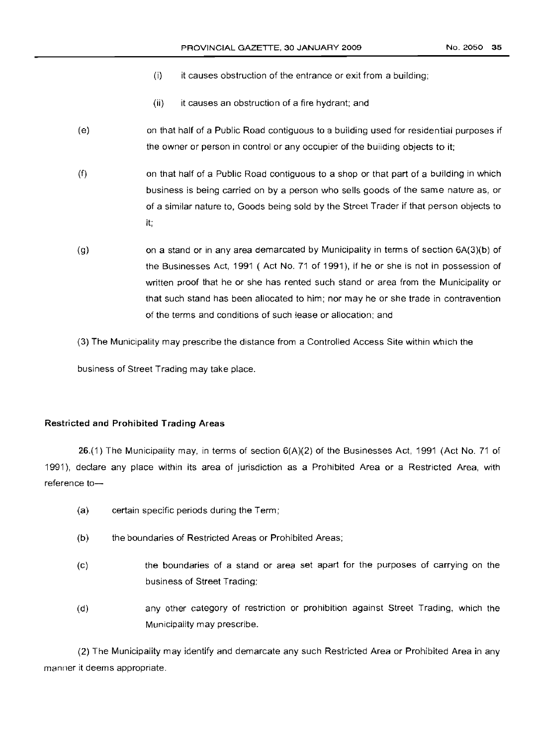(i) it causes obstruction of the entrance or exit from a building;

(ii) it causes an obstruction of a fire hydrant; and

(e) on that half of a Public Road contiguous to a building used for residential purposes if the owner or person in control or any occupier of the building objects to it;

(f) on that half of a Public Road contiguous to a shop or that part of a building in which business is being carried on by a person who sells goods of the same nature as, or of a similar nature to, Goods being sold by the Street Trader if that person objects to it;

(g) on a stand or in any area demarcated by Municipality in terms of section 6A(3)(b) of the Businesses Act, 1991 ( Act No. 71 of 1991), if he or she is not in possession of written proof that he or she has rented such stand or area from the Municipality or that such stand has been allocated to him; nor may he or she trade in contravention of the terms and conditions of such lease or allocation; and

(3) The Municipality may prescribe the distance from a Controlled Access Site within which the business of Street Trading may take place.

### Restricted and Prohibited Trading Areas

**26.**(1) The Municipality may, in terms of section 6(A)(2) of the Businesses Act, 1991 (Act No. 71 of 1991), declare any place within its area of jurisdiction as a Prohibited Area or a Restricted Area, with reference to—

(a) certain specific periods during the Term;

(b) the boundaries of Restricted Areas or Prohibited Areas;

(c) the boundaries of a stand or area set apart for the purposes of carrying on the business of Street Trading:

(d) any other category of restriction or prohibition against Street Trading, which the Municipality may prescribe.

(2) The Municipality may identify and demarcate any such Restricted Area or Prohibited Area in any manner it deems appropriate.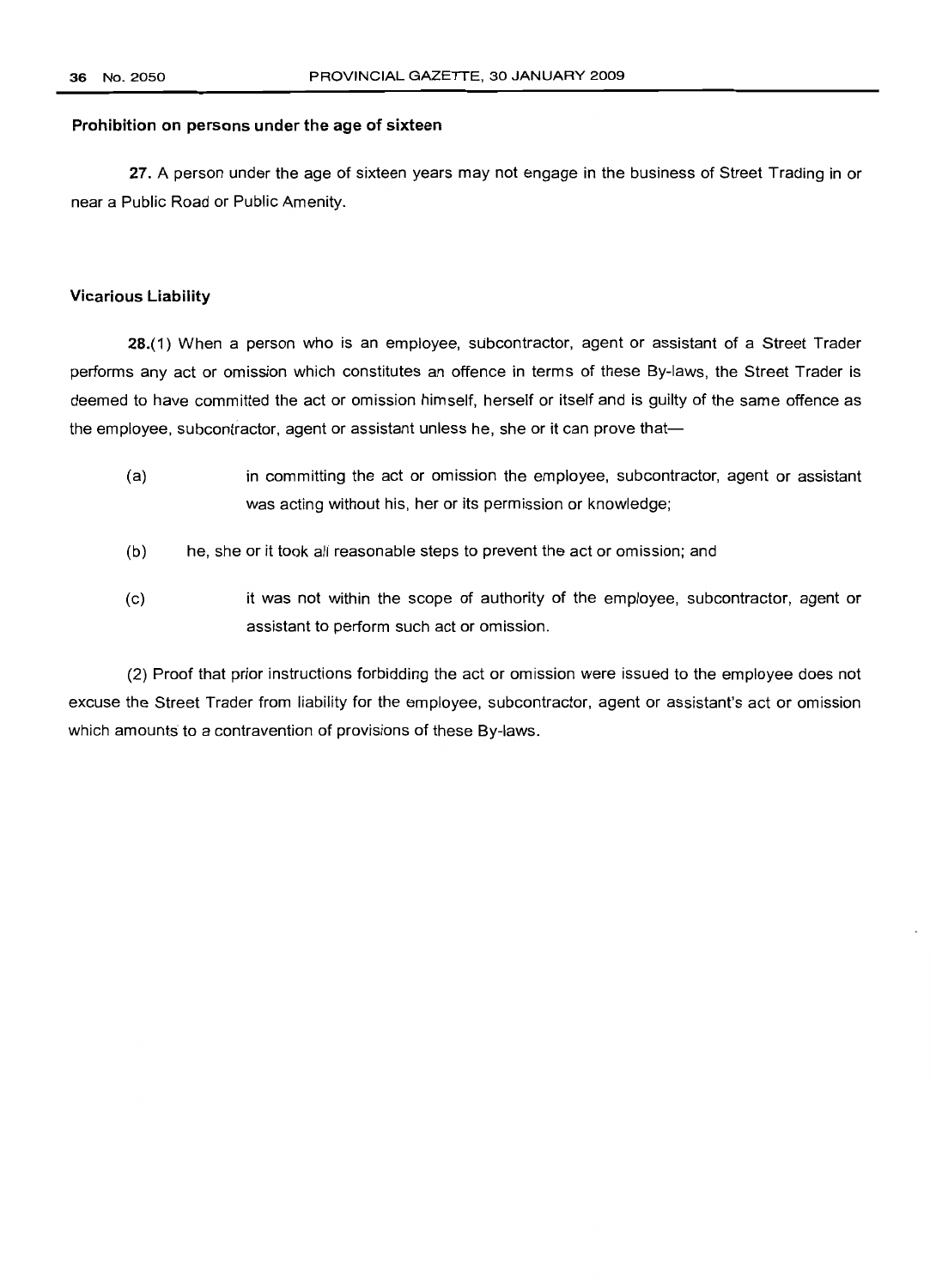**Prohibition on persons under the age of sixteen**

**27.** A person under the age of sixteen years may not engage in the business of Street Trading in or near a Public Road or Public Amenity.

**Vicarious Liability**

**28.**(1) When a person who is an employee, subcontractor, agent or assistant of a Street Trader performs any act or omission which constitutes an offence in terms of these By-laws, the Street Trader is deemed to have committed the act or omission himself, herself or itself and is guilty of the same offence as the employee, subcontractor, agent or assistant unless he, she or it can prove that—

(a) in committing the act or omission the employee, subcontractor, agent or assistant was acting without his, her or its permission or knowledge;

(b) he, she or it took all reasonable steps to prevent the act or omission; and

(c) it was not within the scope of authority of the employee, subcontractor, agent or assistant to perform such act or omission.

(2) Proof that prior instructions forbidding the act or omission were issued to the employee does not excuse the Street Trader from liability for the employee, subcontractor, agent or assistant's act or omission which amounts to a contravention of provisions of these By-laws.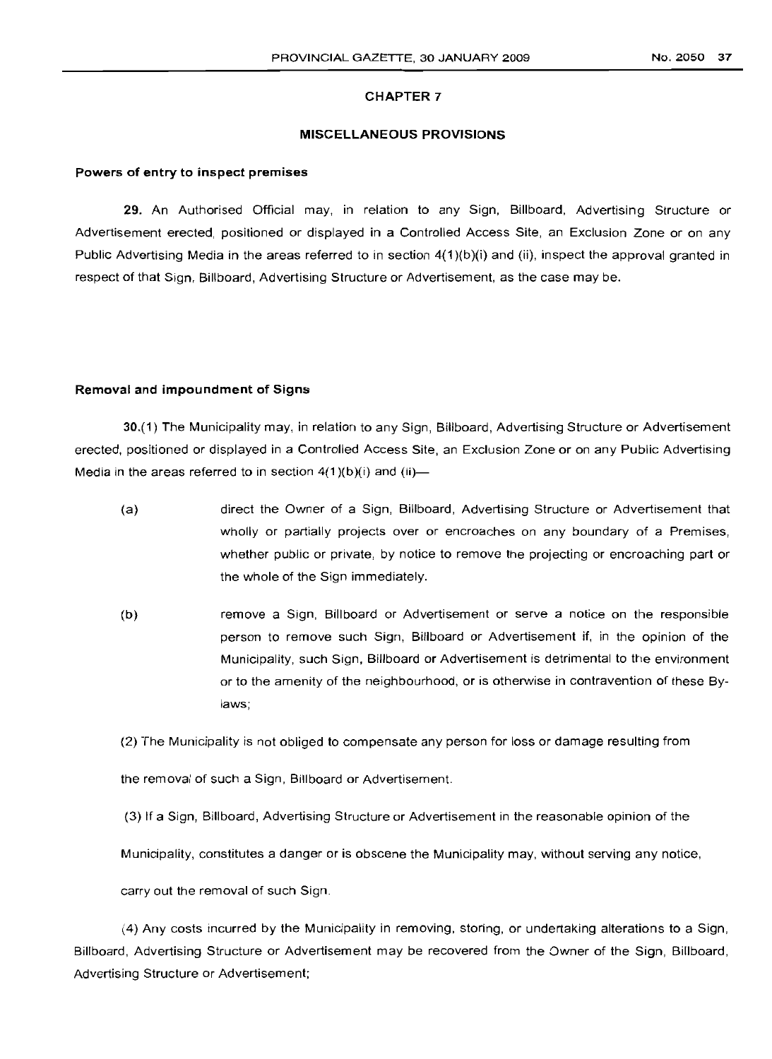## CHAPTER 7

## MISCELLANEOUS PROVISIONS

### Powers of entry to inspect premises

**29.** An Authorised Official may, in relation to any Sign, Billboard, Advertising Structure or Advertisement erected, positioned or displayed in a Controlled Access Site, an Exclusion Zone or on any Public Advertising Media in the areas referred to in section 4(1)(b)(i) and (ii), inspect the approval granted in respect of that Sign, Billboard, Advertising Structure or Advertisement, as the case may be.

### Removal and impoundment of Signs

**30.**(1) The Municipality may, in relation to any Sign, Billboard, Advertising Structure or Advertisement erected, positioned or displayed in a Controlled Access Site, an Exclusion Zone or on any Public Advertising Media in the areas referred to in section 4(1)(b)(i) and (ii)—

(a) direct the Owner of a Sign, Billboard, Advertising Structure or Advertisement that wholly or partially projects over or encroaches on any boundary of a Premises, whether public or private, by notice to remove the projecting or encroaching part or the whole of the Sign immediately.

(b) remove a Sign, Billboard or Advertisement or serve a notice on the responsible person to remove such Sign, Billboard or Advertisement if, in the opinion of the Municipality, such Sign, Billboard or Advertisement is detrimental to the environment or to the amenity of the neighbourhood, or is otherwise in contravention of these By-laws;

(2) The Municipality is not obliged to compensate any person for loss or damage resulting from the removal of such a Sign, Billboard or Advertisement.

(3) If a Sign, Billboard, Advertising Structure or Advertisement in the reasonable opinion of the Municipality, constitutes a danger or is obscene the Municipality may, without serving any notice, carry out the removal of such Sign.

(4) Any costs incurred by the Municipality in removing, storing, or undertaking alterations to a Sign, Billboard, Advertising Structure or Advertisement may be recovered from the Owner of the Sign, Billboard, Advertising Structure or Advertisement;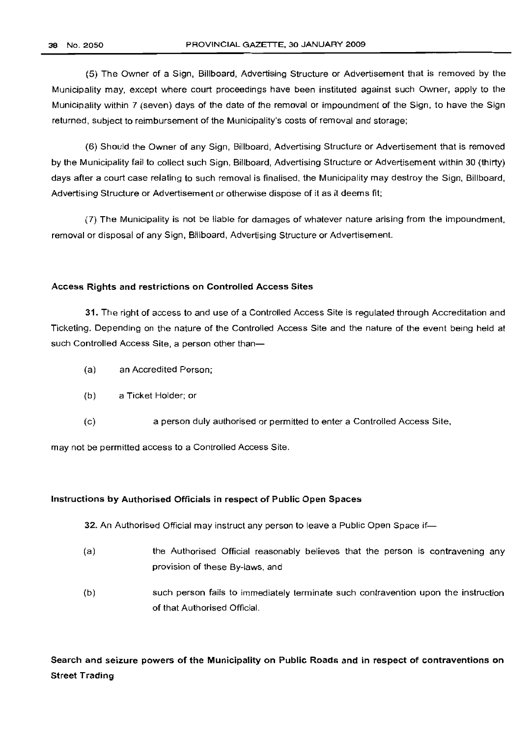(5) The Owner of a Sign, Billboard, Advertising Structure or Advertisement that is removed by the Municipality may, except where court proceedings have been instituted against such Owner, apply to the Municipality within 7 (seven) days of the date of the removal or impoundment of the Sign, to have the Sign returned, subject to reimbursement of the Municipality's costs of removal and storage;

(6) Should the Owner of any Sign, Billboard, Advertising Structure or Advertisement that is removed by the Municipality fail to collect such Sign, Billboard, Advertising Structure or Advertisement within 30 (thirty) days after a court case relating to such removal is finalised, the Municipality may destroy the Sign, Billboard, Advertising Structure or Advertisement or otherwise dispose of it as it deems fit;

(7) The Municipality is not be liable for damages of whatever nature arising from the impoundment, removal or disposal of any Sign, Billboard, Advertising Structure or Advertisement.

**Access Rights and restrictions on Controlled Access Sites**

**31.** The right of access to and use of a Controlled Access Site is regulated through Accreditation and Ticketing. Depending on the nature of the Controlled Access Site and the nature of the event being held at such Controlled Access Site, a person other than—

(a) an Accredited Person;

(b) a Ticket Holder; or

(c) a person duly authorised or permitted to enter a Controlled Access Site,

may not be permitted access to a Controlled Access Site.

**Instructions by Authorised Officials in respect of Public Open Spaces**

**32.** An Authorised Official may instruct any person to leave a Public Open Space if—

(a) the Authorised Official reasonably believes that the person is contravening any provision of these By-laws, and

(b) such person fails to immediately terminate such contravention upon the instruction of that Authorised Official.

**Search and seizure powers of the Municipality on Public Roads and in respect of contraventions on Street Trading**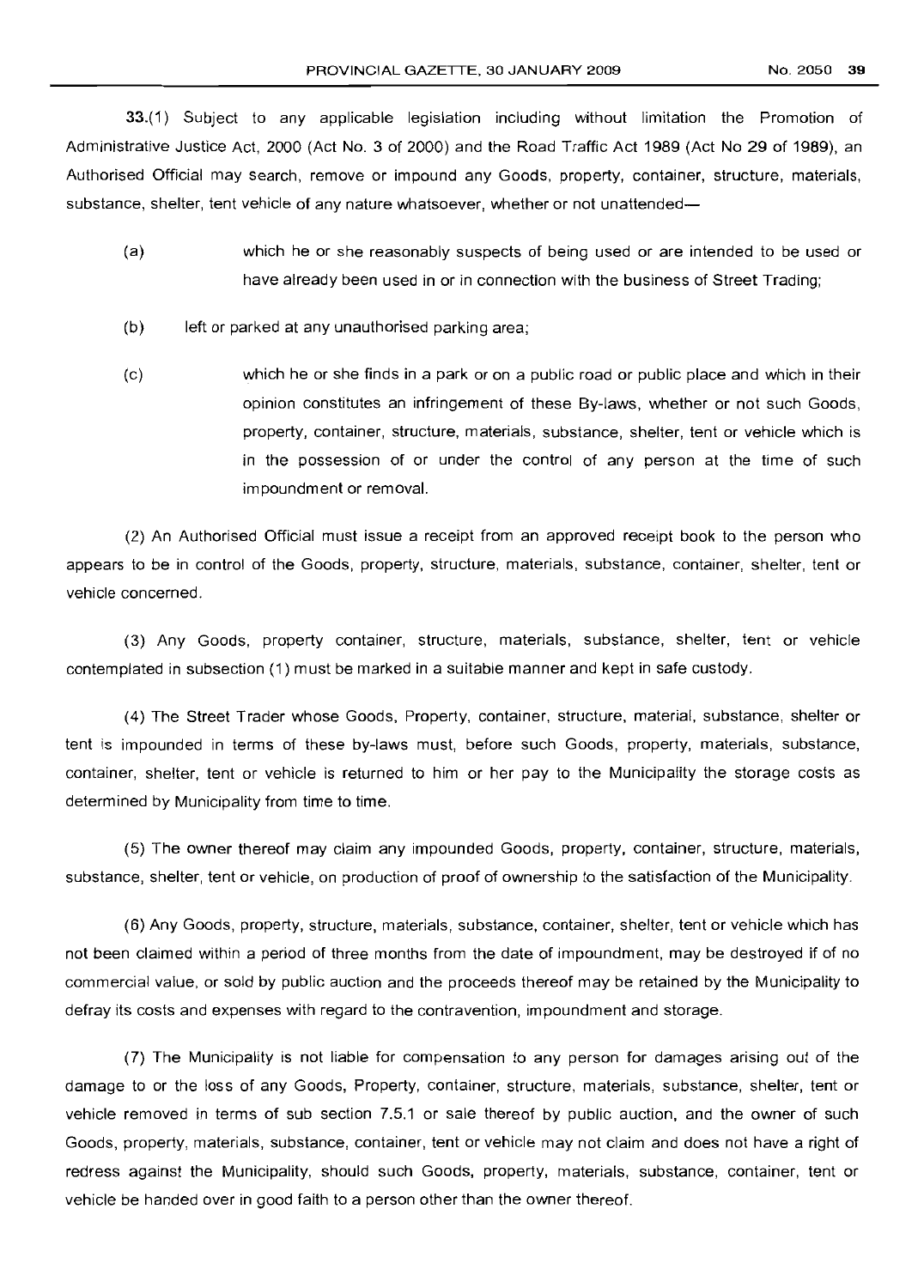**33.**(1) Subject to any applicable legislation including without limitation the Promotion of Administrative Justice Act, 2000 (Act No. 3 of 2000) and the Road Traffic Act 1989 (Act No 29 of 1989), an Authorised Official may search, remove or impound any Goods, property, container, structure, materials, substance, shelter, tent vehicle of any nature whatsoever, whether or not unattended—

(a) which he or she reasonably suspects of being used or are intended to be used or have already been used in or in connection with the business of Street Trading;

(b) left or parked at any unauthorised parking area;

(c) which he or she finds in a park or on a public road or public place and which in their opinion constitutes an infringement of these By-laws, whether or not such Goods, property, container, structure, materials, substance, shelter, tent or vehicle which is in the possession of or under the control of any person at the time of such impoundment or removal.

(2) An Authorised Official must issue a receipt from an approved receipt book to the person who appears to be in control of the Goods, property, structure, materials, substance, container, shelter, tent or vehicle concerned.

(3) Any Goods, property container, structure, materials, substance, shelter, tent or vehicle contemplated in subsection (1) must be marked in a suitable manner and kept in safe custody.

(4) The Street Trader whose Goods, Property, container, structure, material, substance, shelter or tent is impounded in terms of these by-laws must, before such Goods, property, materials, substance, container, shelter, tent or vehicle is returned to him or her pay to the Municipality the storage costs as determined by Municipality from time to time.

(5) The owner thereof may claim any impounded Goods, property, container, structure, materials, substance, shelter, tent or vehicle, on production of proof of ownership to the satisfaction of the Municipality.

(6) Any Goods, property, structure, materials, substance, container, shelter, tent or vehicle which has not been claimed within a period of three months from the date of impoundment, may be destroyed if of no commercial value, or sold by public auction and the proceeds thereof may be retained by the Municipality to defray its costs and expenses with regard to the contravention, impoundment and storage.

(7) The Municipality is not liable for compensation to any person for damages arising out of the damage to or the loss of any Goods, Property, container, structure, materials, substance, shelter, tent or vehicle removed in terms of sub section 7.5.1 or sale thereof by public auction, and the owner of such Goods, property, materials, substance, container, tent or vehicle may not claim and does not have a right of redress against the Municipality, should such Goods, property, materials, substance, container, tent or vehicle be handed over in good faith to a person other than the owner thereof.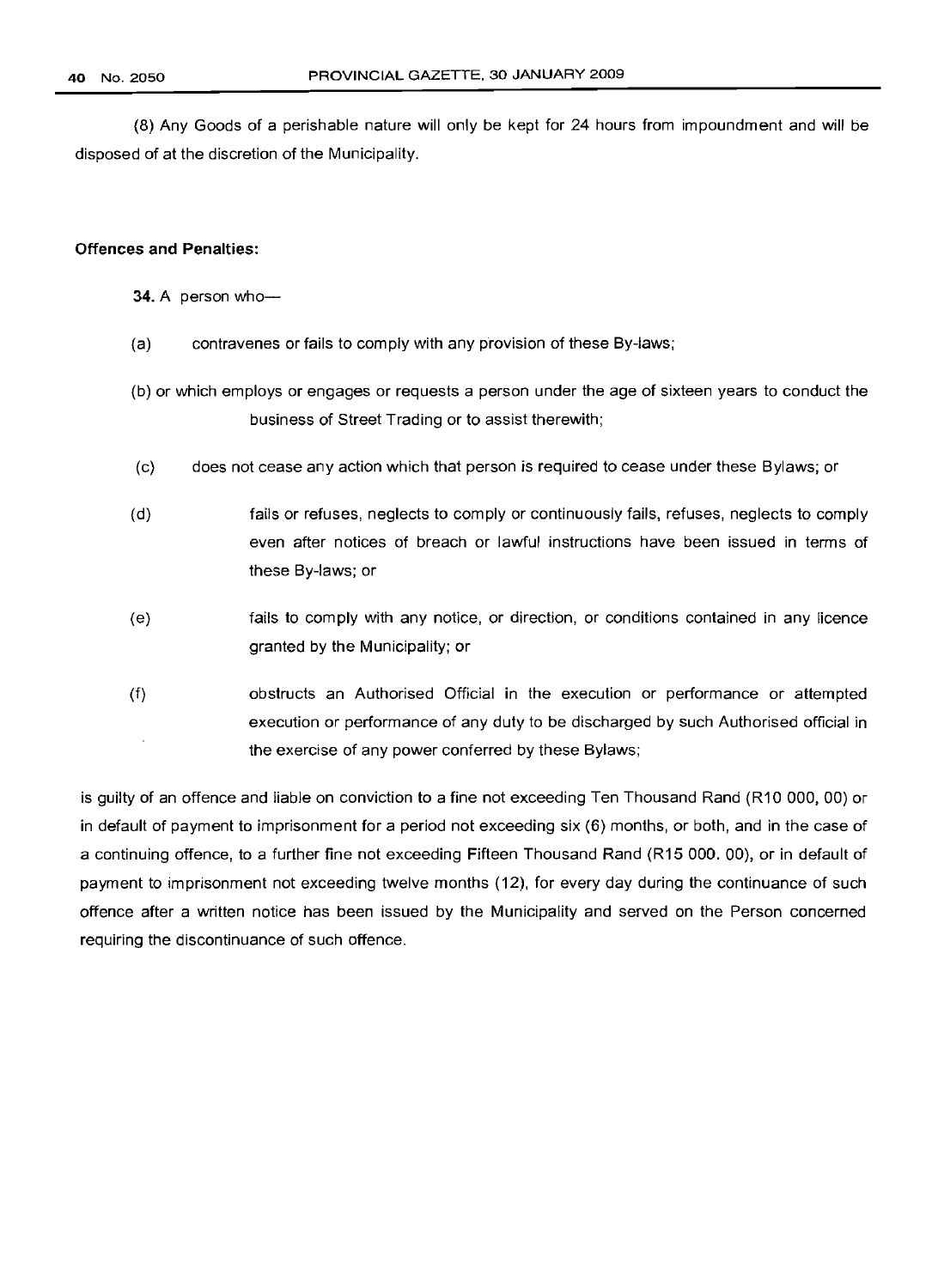(8) Any Goods of a perishable nature will only be kept for 24 hours from impoundment and will be disposed of at the discretion of the Municipality.

**Offences and Penalties:**

**34.** A person who—

(a) contravenes or fails to comply with any provision of these By-laws;

(b) or which employs or engages or requests a person under the age of sixteen years to conduct the business of Street Trading or to assist therewith;

(c) does not cease any action which that person is required to cease under these Bylaws; or

(d) fails or refuses, neglects to comply or continuously fails, refuses, neglects to comply even after notices of breach or lawful instructions have been issued in terms of these By-laws; or

(e) fails to comply with any notice, or direction, or conditions contained in any licence granted by the Municipality; or

(f) obstructs an Authorised Official in the execution or performance or attempted execution or performance of any duty to be discharged by such Authorised official in the exercise of any power conferred by these Bylaws;

is guilty of an offence and liable on conviction to a fine not exceeding Ten Thousand Rand (R10 000, 00) or in default of payment to imprisonment for a period not exceeding six (6) months, or both, and in the case of a continuing offence, to a further fine not exceeding Fifteen Thousand Rand (R15 000. 00), or in default of payment to imprisonment not exceeding twelve months (12), for every day during the continuance of such offence after a written notice has been issued by the Municipality and served on the Person concerned requiring the discontinuance of such offence.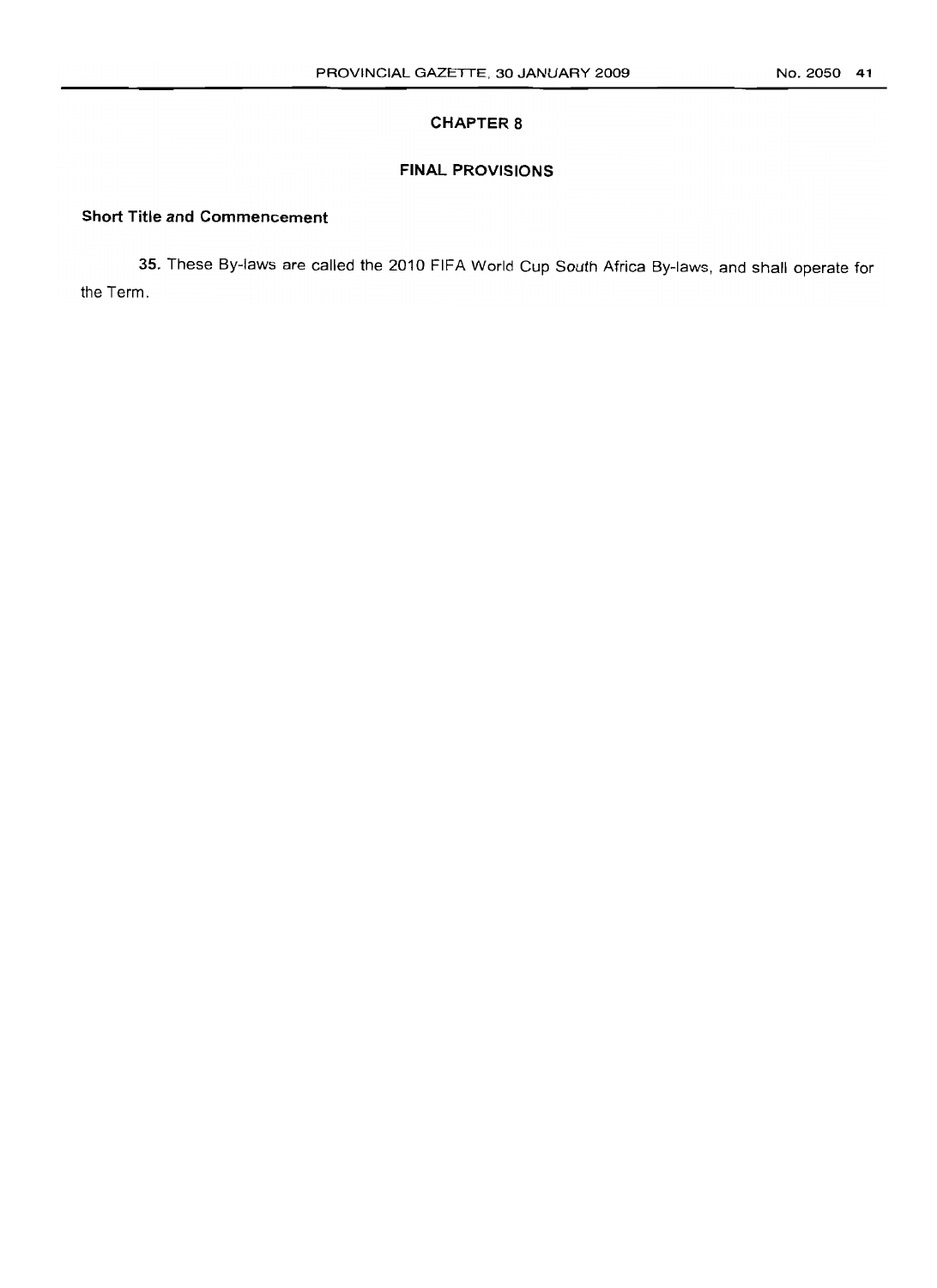## CHAPTER 8

## FINAL PROVISIONS

**Short Title and Commencement**

**35.** These By-laws are called the 2010 FIFA World Cup South Africa By-laws, and shall operate for the Term.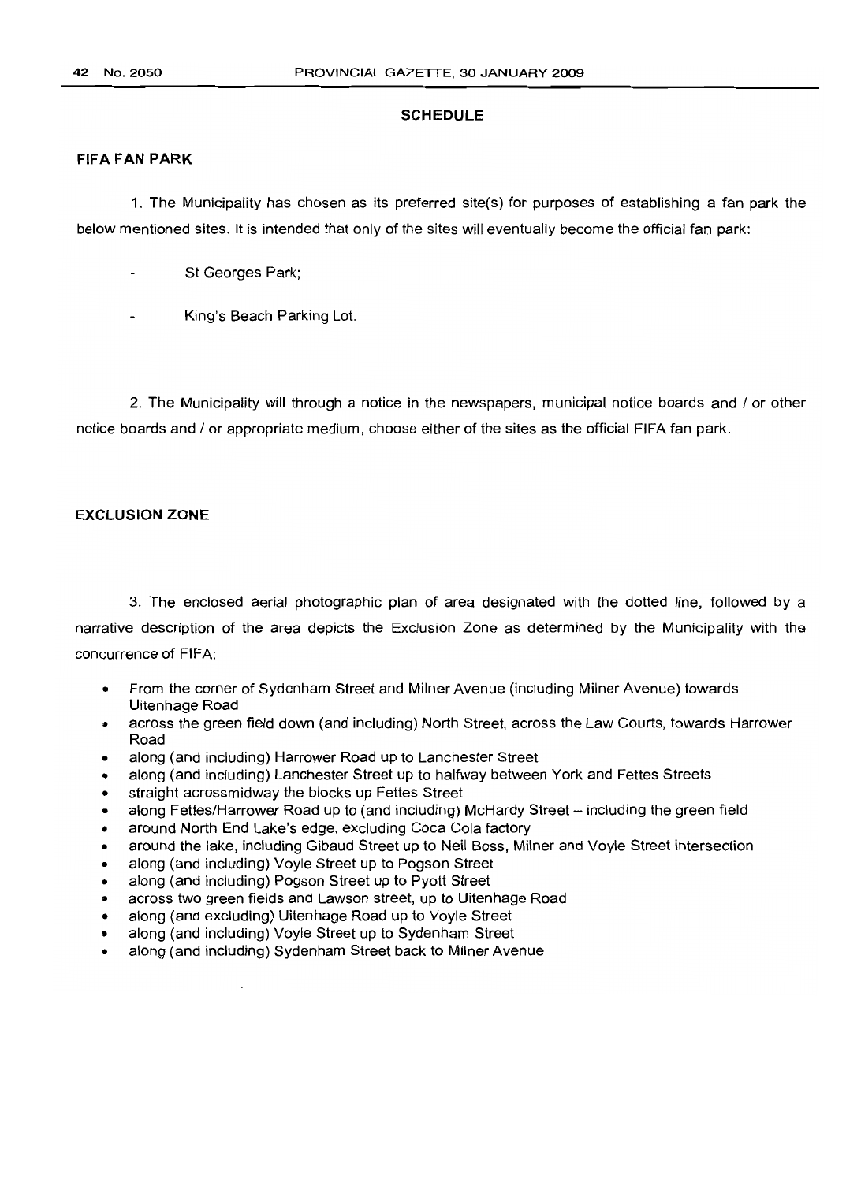## SCHEDULE

### FIFA FAN PARK

1. The Municipality has chosen as its preferred site(s) for purposes of establishing a fan park the below mentioned sites. It is intended that only of the sites will eventually become the official fan park:

- St Georges Park;
- King's Beach Parking Lot.

2. The Municipality will through a notice in the newspapers, municipal notice boards and / or other notice boards and / or appropriate medium, choose either of the sites as the official FIFA fan park.

### EXCLUSION ZONE

3. The enclosed aerial photographic plan of area designated with the dotted line, followed by a narrative description of the area depicts the Exclusion Zone as determined by the Municipality with the concurrence of FIFA:

- From the corner of Sydenham Street and Milner Avenue (including Milner Avenue) towards Uitenhage Road
- across the green field down (and including) North Street, across the Law Courts, towards Harrower Road
- along (and including) Harrower Road up to Lanchester Street
- along (and including) Lanchester Street up to halfway between York and Fettes Streets
- straight acrossmidway the blocks up Fettes Street
- along Fettes/Harrower Road up to (and including) McHardy Street – including the green field
- around North End Lake's edge, excluding Coca Cola factory
- around the lake, including Gibaud Street up to Neil Boss, Milner and Voyle Street intersection
- along (and including) Voyle Street up to Pogson Street
- along (and including) Pogson Street up to Pyott Street
- across two green fields and Lawson street, up to Uitenhage Road
- along (and excluding) Uitenhage Road up to Voyle Street
- along (and including) Voyle Street up to Sydenham Street
- along (and including) Sydenham Street back to Milner Avenue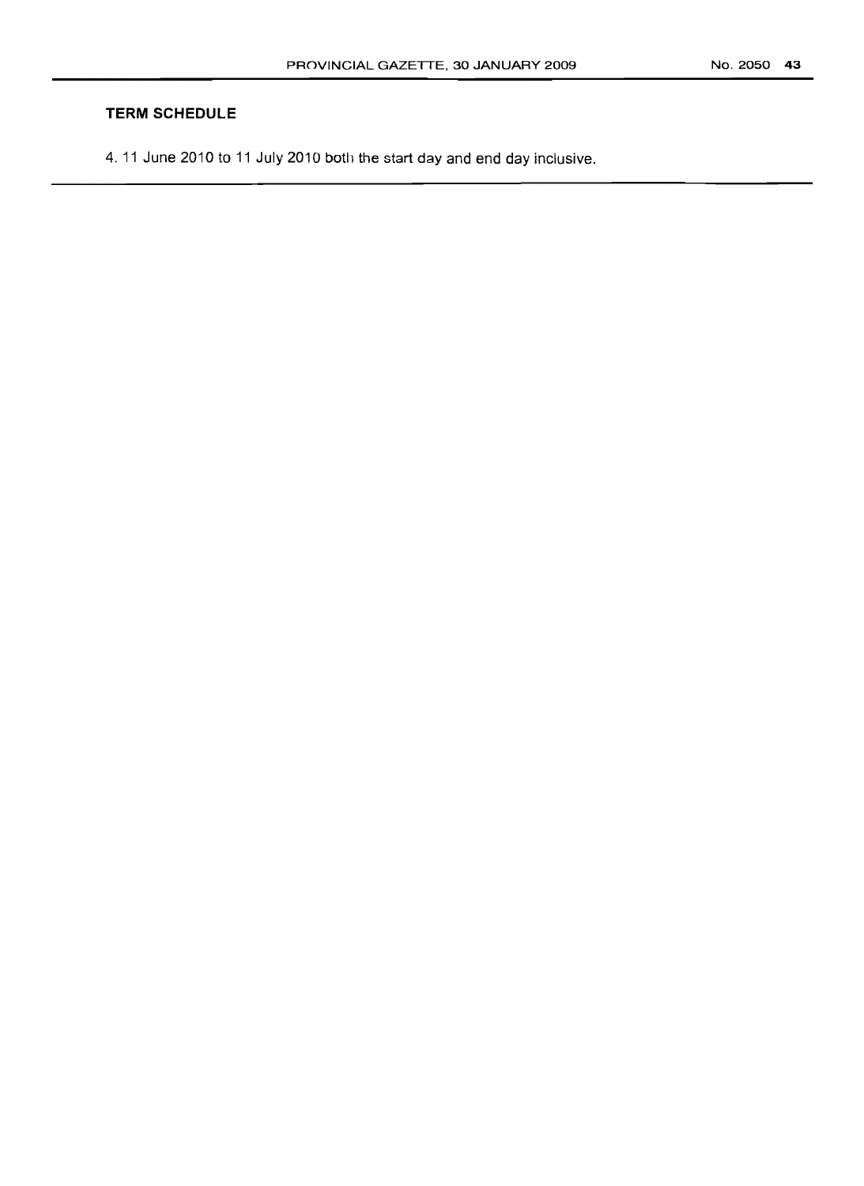**TERM SCHEDULE**

4. 11 June 2010 to 11 July 2010 both the start day and end day inclusive.